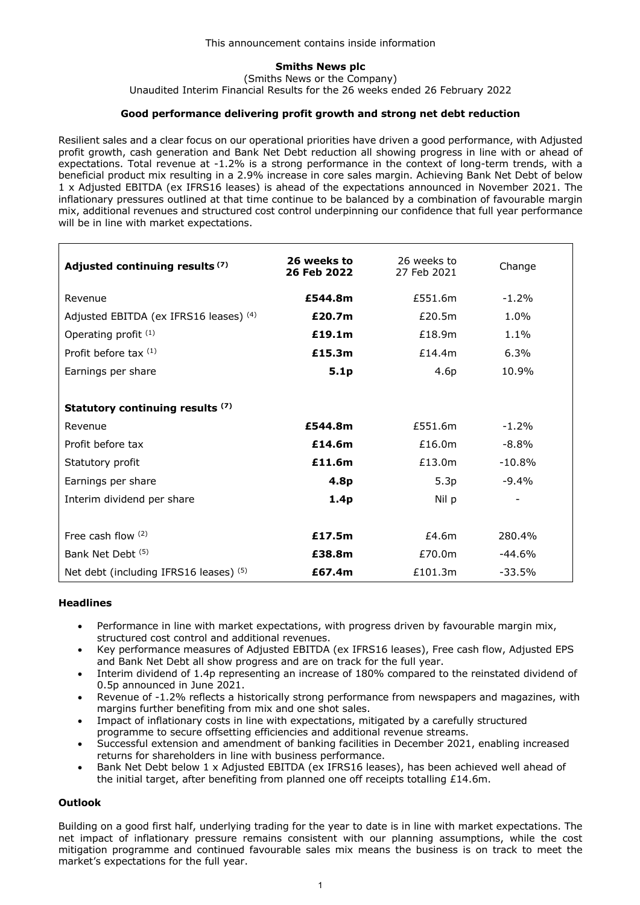This announcement contains inside information

**Smiths News plc**

(Smiths News or the Company)

Unaudited Interim Financial Results for the 26 weeks ended 26 February 2022

**Good performance delivering profit growth and strong net debt reduction**

Resilient sales and a clear focus on our operational priorities have driven a good performance, with Adjusted profit growth, cash generation and Bank Net Debt reduction all showing progress in line with or ahead of expectations. Total revenue at -1.2% is a strong performance in the context of long-term trends, with a beneficial product mix resulting in a 2.9% increase in core sales margin. Achieving Bank Net Debt of below 1 x Adjusted EBITDA (ex IFRS16 leases) is ahead of the expectations announced in November 2021. The inflationary pressures outlined at that time continue to be balanced by a combination of favourable margin mix, additional revenues and structured cost control underpinning our confidence that full year performance will be in line with market expectations.

| **Adjusted continuing results (7)** | **26 weeks to 26 Feb 2022** | 26 weeks to 27 Feb 2021 | Change |
|---|---|---|---|
| Revenue | **£544.8m** | £551.6m | -1.2% |
| Adjusted EBITDA (ex IFRS16 leases) (4) | **£20.7m** | £20.5m | 1.0% |
| Operating profit (1) | **£19.1m** | £18.9m | 1.1% |
| Profit before tax (1) | **£15.3m** | £14.4m | 6.3% |
| Earnings per share | **5.1p** | 4.6p | 10.9% |
| | | | |
| **Statutory continuing results (7)** | | | |
| Revenue | **£544.8m** | £551.6m | -1.2% |
| Profit before tax | **£14.6m** | £16.0m | -8.8% |
| Statutory profit | **£11.6m** | £13.0m | -10.8% |
| Earnings per share | **4.8p** | 5.3p | -9.4% |
| Interim dividend per share | **1.4p** | Nil p | - |
| | | | |
| Free cash flow (2) | **£17.5m** | £4.6m | 280.4% |
| Bank Net Debt (5) | **£38.8m** | £70.0m | -44.6% |
| Net debt (including IFRS16 leases) (5) | **£67.4m** | £101.3m | -33.5% |

## Headlines

- Performance in line with market expectations, with progress driven by favourable margin mix, structured cost control and additional revenues.
- Key performance measures of Adjusted EBITDA (ex IFRS16 leases), Free cash flow, Adjusted EPS and Bank Net Debt all show progress and are on track for the full year.
- Interim dividend of 1.4p representing an increase of 180% compared to the reinstated dividend of 0.5p announced in June 2021.
- Revenue of -1.2% reflects a historically strong performance from newspapers and magazines, with margins further benefiting from mix and one shot sales.
- Impact of inflationary costs in line with expectations, mitigated by a carefully structured programme to secure offsetting efficiencies and additional revenue streams.
- Successful extension and amendment of banking facilities in December 2021, enabling increased returns for shareholders in line with business performance.
- Bank Net Debt below 1 x Adjusted EBITDA (ex IFRS16 leases), has been achieved well ahead of the initial target, after benefiting from planned one off receipts totalling £14.6m.

## Outlook

Building on a good first half, underlying trading for the year to date is in line with market expectations. The net impact of inflationary pressure remains consistent with our planning assumptions, while the cost mitigation programme and continued favourable sales mix means the business is on track to meet the market's expectations for the full year.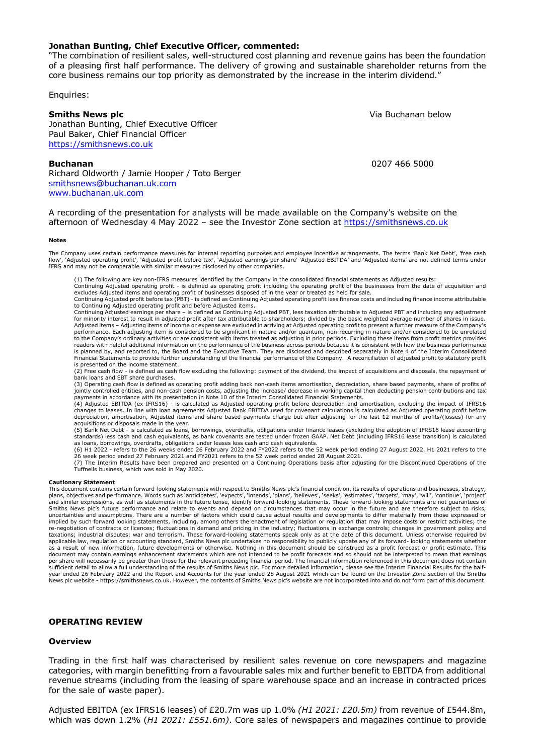**Jonathan Bunting, Chief Executive Officer, commented:**

"The combination of resilient sales, well-structured cost planning and revenue gains has been the foundation of a pleasing first half performance. The delivery of growing and sustainable shareholder returns from the core business remains our top priority as demonstrated by the increase in the interim dividend."

Enquiries:

**Smiths News plc** Via Buchanan below
Jonathan Bunting, Chief Executive Officer
Paul Baker, Chief Financial Officer
https://smithsnews.co.uk

**Buchanan** 0207 466 5000
Richard Oldworth / Jamie Hooper / Toto Berger
smithsnews@buchanan.uk.com
www.buchanan.uk.com

A recording of the presentation for analysts will be made available on the Company's website on the afternoon of Wednesday 4 May 2022 – see the Investor Zone section at https://smithsnews.co.uk

**Notes**

The Company uses certain performance measures for internal reporting purposes and employee incentive arrangements. The terms 'Bank Net Debt', 'free cash flow', 'Adjusted operating profit', 'Adjusted profit before tax', 'Adjusted earnings per share' 'Adjusted EBITDA' and 'Adjusted items' are not defined terms under IFRS and may not be comparable with similar measures disclosed by other companies.

(1) The following are key non-IFRS measures identified by the Company in the consolidated financial statements as Adjusted results:
Continuing Adjusted operating profit - is defined as operating profit including the operating profit of the businesses from the date of acquisition and excludes Adjusted items and operating profit of businesses disposed of in the year or treated as held for sale.
Continuing Adjusted profit before tax (PBT) - is defined as Continuing Adjusted operating profit less finance costs and including finance income attributable to Continuing Adjusted operating profit and before Adjusted items.
Continuing Adjusted earnings per share – is defined as Continuing Adjusted PBT, less taxation attributable to Adjusted PBT and including any adjustment for minority interest to result in adjusted profit after tax attributable to shareholders; divided by the basic weighted average number of shares in issue.
Adjusted items – Adjusting items of income or expense are excluded in arriving at Adjusted operating profit to present a further measure of the Company's performance. Each adjusting item is considered to be significant in nature and/or quantum, non-recurring in nature and/or considered to be unrelated to the Company's ordinary activities or are consistent with items treated as adjusting in prior periods. Excluding these items from profit metrics provides readers with helpful additional information on the performance of the business across periods because it is consistent with how the business performance is planned by, and reported to, the Board and the Executive Team. They are disclosed and described separately in Note 4 of the Interim Consolidated Financial Statements to provide further understanding of the financial performance of the Company. A reconciliation of adjusted profit to statutory profit is presented on the income statement.
(2) Free cash flow - is defined as cash flow excluding the following: payment of the dividend, the impact of acquisitions and disposals, the repayment of bank loans and EBT share purchases.
(3) Operating cash flow is defined as operating profit adding back non-cash items amortisation, depreciation, share based payments, share of profits of jointly controlled entities, and non-cash pension costs, adjusting the increase/ decrease in working capital then deducting pension contributions and tax payments in accordance with its presentation in Note 10 of the Interim Consolidated Financial Statements.
(4) Adjusted EBITDA (ex IFRS16) - is calculated as Adjusted operating profit before depreciation and amortisation, excluding the impact of IFRS16 changes to leases. In line with loan agreements Adjusted Bank EBITDA used for covenant calculations is calculated as Adjusted operating profit before depreciation, amortisation, Adjusted items and share based payments charge but after adjusting for the last 12 months of profits/(losses) for any acquisitions or disposals made in the year.
(5) Bank Net Debt - is calculated as loans, borrowings, overdrafts, obligations under finance leases (excluding the adoption of IFRS16 lease accounting standards) less cash and cash equivalents, as bank covenants are tested under frozen GAAP. Net Debt (including IFRS16 lease transition) is calculated as loans, borrowings, overdrafts, obligations under leases less cash and cash equivalents.
(6) H1 2022 - refers to the 26 weeks ended 26 February 2022 and FY2022 refers to the 52 week period ending 27 August 2022. H1 2021 refers to the 26 week period ended 27 February 2021 and FY2021 refers to the 52 week period ended 28 August 2021.
(7) The Interim Results have been prepared and presented on a Continuing Operations basis after adjusting for the Discontinued Operations of the Tuffnells business, which was sold in May 2020.

**Cautionary Statement**
This document contains certain forward-looking statements with respect to Smiths News plc's financial condition, its results of operations and businesses, strategy, plans, objectives and performance. Words such as 'anticipates', 'expects', 'intends', 'plans', 'believes', 'seeks', 'estimates', 'targets', 'may', 'will', 'continue', 'project' and similar expressions, as well as statements in the future tense, identify forward-looking statements. These forward-looking statements are not guarantees of Smiths News plc's future performance and relate to events and depend on circumstances that may occur in the future and are therefore subject to risks, uncertainties and assumptions. There are a number of factors which could cause actual results and developments to differ materially from those expressed or implied by such forward looking statements, including, among others the enactment of legislation or regulation that may impose costs or restrict activities; the re-negotiation of contracts or licences; fluctuations in demand and pricing in the industry; fluctuations in exchange controls; changes in government policy and taxations; industrial disputes; war and terrorism. These forward-looking statements speak only as at the date of this document. Unless otherwise required by applicable law, regulation or accounting standard, Smiths News plc undertakes no responsibility to publicly update any of its forward- looking statements whether as a result of new information, future developments or otherwise. Nothing in this document should be construed as a profit forecast or profit estimate. This document may contain earnings enhancement statements which are not intended to be profit forecasts and so should not be interpreted to mean that earnings per share will necessarily be greater than those for the relevant preceding financial period. The financial information referenced in this document does not contain sufficient detail to allow a full understanding of the results of Smiths News plc. For more detailed information, please see the Interim Financial Results for the half-year ended 26 February 2022 and the Report and Accounts for the year ended 28 August 2021 which can be found on the Investor Zone section of the Smiths News plc website - https://smithsnews.co.uk. However, the contents of Smiths News plc's website are not incorporated into and do not form part of this document.

## OPERATING REVIEW

### Overview

Trading in the first half was characterised by resilient sales revenue on core newspapers and magazine categories, with margin benefitting from a favourable sales mix and further benefit to EBITDA from additional revenue streams (including from the leasing of spare warehouse space and an increase in contracted prices for the sale of waste paper).

Adjusted EBITDA (ex IFRS16 leases) of £20.7m was up 1.0% *(H1 2021: £20.5m)* from revenue of £544.8m, which was down 1.2% (*H1 2021: £551.6m)*. Core sales of newspapers and magazines continue to provide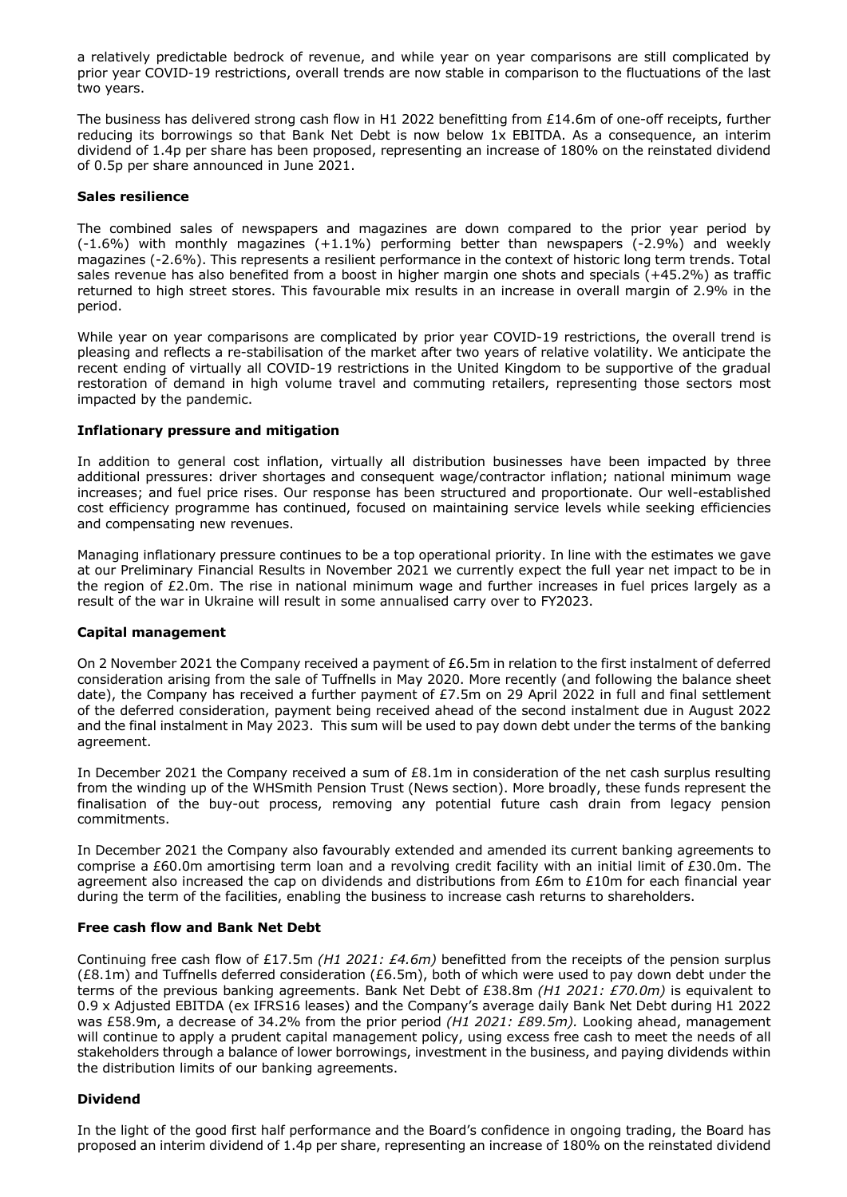a relatively predictable bedrock of revenue, and while year on year comparisons are still complicated by prior year COVID-19 restrictions, overall trends are now stable in comparison to the fluctuations of the last two years.

The business has delivered strong cash flow in H1 2022 benefitting from £14.6m of one-off receipts, further reducing its borrowings so that Bank Net Debt is now below 1x EBITDA. As a consequence, an interim dividend of 1.4p per share has been proposed, representing an increase of 180% on the reinstated dividend of 0.5p per share announced in June 2021.

**Sales resilience**

The combined sales of newspapers and magazines are down compared to the prior year period by (-1.6%) with monthly magazines (+1.1%) performing better than newspapers (-2.9%) and weekly magazines (-2.6%). This represents a resilient performance in the context of historic long term trends. Total sales revenue has also benefited from a boost in higher margin one shots and specials (+45.2%) as traffic returned to high street stores. This favourable mix results in an increase in overall margin of 2.9% in the period.

While year on year comparisons are complicated by prior year COVID-19 restrictions, the overall trend is pleasing and reflects a re-stabilisation of the market after two years of relative volatility. We anticipate the recent ending of virtually all COVID-19 restrictions in the United Kingdom to be supportive of the gradual restoration of demand in high volume travel and commuting retailers, representing those sectors most impacted by the pandemic.

**Inflationary pressure and mitigation**

In addition to general cost inflation, virtually all distribution businesses have been impacted by three additional pressures: driver shortages and consequent wage/contractor inflation; national minimum wage increases; and fuel price rises. Our response has been structured and proportionate. Our well-established cost efficiency programme has continued, focused on maintaining service levels while seeking efficiencies and compensating new revenues.

Managing inflationary pressure continues to be a top operational priority. In line with the estimates we gave at our Preliminary Financial Results in November 2021 we currently expect the full year net impact to be in the region of £2.0m. The rise in national minimum wage and further increases in fuel prices largely as a result of the war in Ukraine will result in some annualised carry over to FY2023.

**Capital management**

On 2 November 2021 the Company received a payment of £6.5m in relation to the first instalment of deferred consideration arising from the sale of Tuffnells in May 2020. More recently (and following the balance sheet date), the Company has received a further payment of £7.5m on 29 April 2022 in full and final settlement of the deferred consideration, payment being received ahead of the second instalment due in August 2022 and the final instalment in May 2023. This sum will be used to pay down debt under the terms of the banking agreement.

In December 2021 the Company received a sum of £8.1m in consideration of the net cash surplus resulting from the winding up of the WHSmith Pension Trust (News section). More broadly, these funds represent the finalisation of the buy-out process, removing any potential future cash drain from legacy pension commitments.

In December 2021 the Company also favourably extended and amended its current banking agreements to comprise a £60.0m amortising term loan and a revolving credit facility with an initial limit of £30.0m. The agreement also increased the cap on dividends and distributions from £6m to £10m for each financial year during the term of the facilities, enabling the business to increase cash returns to shareholders.

**Free cash flow and Bank Net Debt**

Continuing free cash flow of £17.5m *(H1 2021: £4.6m)* benefitted from the receipts of the pension surplus (£8.1m) and Tuffnells deferred consideration (£6.5m), both of which were used to pay down debt under the terms of the previous banking agreements. Bank Net Debt of £38.8m *(H1 2021: £70.0m)* is equivalent to 0.9 x Adjusted EBITDA (ex IFRS16 leases) and the Company's average daily Bank Net Debt during H1 2022 was £58.9m, a decrease of 34.2% from the prior period *(H1 2021: £89.5m).* Looking ahead, management will continue to apply a prudent capital management policy, using excess free cash to meet the needs of all stakeholders through a balance of lower borrowings, investment in the business, and paying dividends within the distribution limits of our banking agreements.

**Dividend**

In the light of the good first half performance and the Board's confidence in ongoing trading, the Board has proposed an interim dividend of 1.4p per share, representing an increase of 180% on the reinstated dividend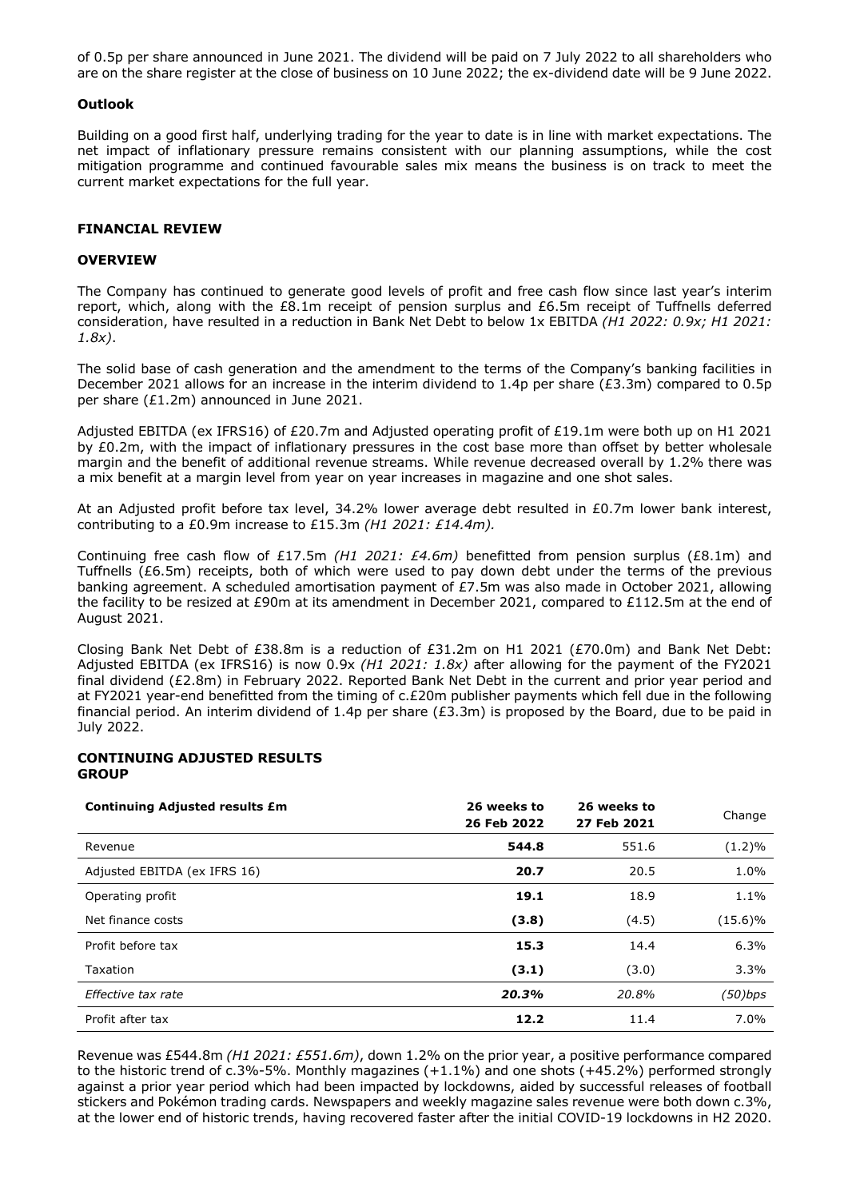of 0.5p per share announced in June 2021. The dividend will be paid on 7 July 2022 to all shareholders who are on the share register at the close of business on 10 June 2022; the ex-dividend date will be 9 June 2022.

**Outlook**

Building on a good first half, underlying trading for the year to date is in line with market expectations. The net impact of inflationary pressure remains consistent with our planning assumptions, while the cost mitigation programme and continued favourable sales mix means the business is on track to meet the current market expectations for the full year.

## FINANCIAL REVIEW

## OVERVIEW

The Company has continued to generate good levels of profit and free cash flow since last year's interim report, which, along with the £8.1m receipt of pension surplus and £6.5m receipt of Tuffnells deferred consideration, have resulted in a reduction in Bank Net Debt to below 1x EBITDA *(H1 2022: 0.9x; H1 2021: 1.8x)*.

The solid base of cash generation and the amendment to the terms of the Company's banking facilities in December 2021 allows for an increase in the interim dividend to 1.4p per share (£3.3m) compared to 0.5p per share (£1.2m) announced in June 2021.

Adjusted EBITDA (ex IFRS16) of £20.7m and Adjusted operating profit of £19.1m were both up on H1 2021 by £0.2m, with the impact of inflationary pressures in the cost base more than offset by better wholesale margin and the benefit of additional revenue streams. While revenue decreased overall by 1.2% there was a mix benefit at a margin level from year on year increases in magazine and one shot sales.

At an Adjusted profit before tax level, 34.2% lower average debt resulted in £0.7m lower bank interest, contributing to a £0.9m increase to £15.3m *(H1 2021: £14.4m)*.

Continuing free cash flow of £17.5m *(H1 2021: £4.6m)* benefitted from pension surplus (£8.1m) and Tuffnells (£6.5m) receipts, both of which were used to pay down debt under the terms of the previous banking agreement. A scheduled amortisation payment of £7.5m was also made in October 2021, allowing the facility to be resized at £90m at its amendment in December 2021, compared to £112.5m at the end of August 2021.

Closing Bank Net Debt of £38.8m is a reduction of £31.2m on H1 2021 (£70.0m) and Bank Net Debt: Adjusted EBITDA (ex IFRS16) is now 0.9x *(H1 2021: 1.8x)* after allowing for the payment of the FY2021 final dividend (£2.8m) in February 2022. Reported Bank Net Debt in the current and prior year period and at FY2021 year-end benefitted from the timing of c.£20m publisher payments which fell due in the following financial period. An interim dividend of 1.4p per share (£3.3m) is proposed by the Board, due to be paid in July 2022.

## CONTINUING ADJUSTED RESULTS GROUP

| Continuing Adjusted results £m | 26 weeks to 26 Feb 2022 | 26 weeks to 27 Feb 2021 | Change |
|---|---|---|---|
| Revenue | **544.8** | 551.6 | (1.2)% |
| Adjusted EBITDA (ex IFRS 16) | **20.7** | 20.5 | 1.0% |
| Operating profit | **19.1** | 18.9 | 1.1% |
| Net finance costs | **(3.8)** | (4.5) | (15.6)% |
| Profit before tax | **15.3** | 14.4 | 6.3% |
| Taxation | **(3.1)** | (3.0) | 3.3% |
| *Effective tax rate* | ***20.3%*** | *20.8%* | *(50)bps* |
| Profit after tax | **12.2** | 11.4 | 7.0% |

Revenue was £544.8m *(H1 2021: £551.6m)*, down 1.2% on the prior year, a positive performance compared to the historic trend of c.3%-5%. Monthly magazines (+1.1%) and one shots (+45.2%) performed strongly against a prior year period which had been impacted by lockdowns, aided by successful releases of football stickers and Pokémon trading cards. Newspapers and weekly magazine sales revenue were both down c.3%, at the lower end of historic trends, having recovered faster after the initial COVID-19 lockdowns in H2 2020.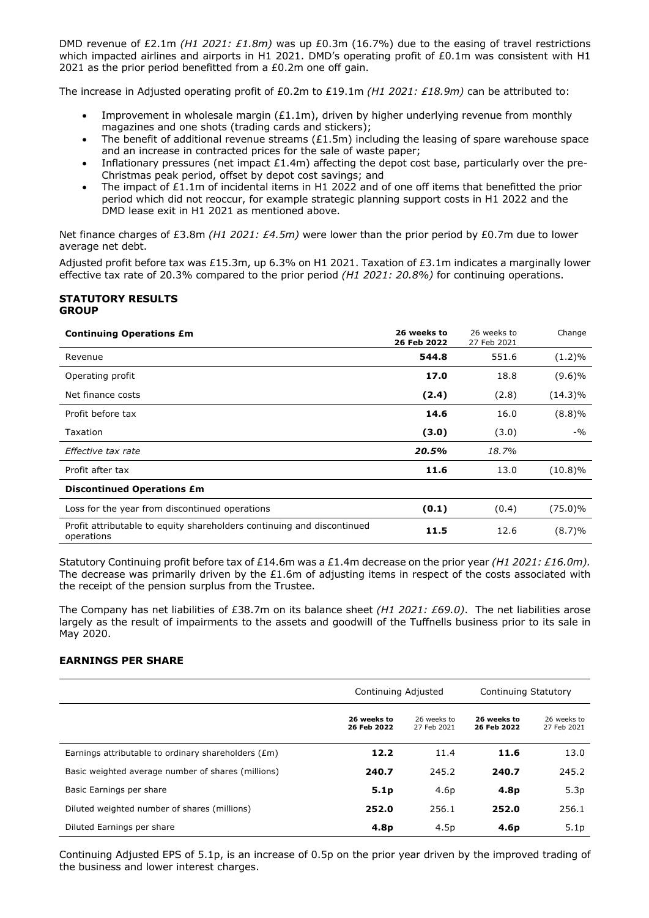DMD revenue of £2.1m *(H1 2021: £1.8m)* was up £0.3m (16.7%) due to the easing of travel restrictions which impacted airlines and airports in H1 2021. DMD's operating profit of £0.1m was consistent with H1 2021 as the prior period benefitted from a £0.2m one off gain.

The increase in Adjusted operating profit of £0.2m to £19.1m *(H1 2021: £18.9m)* can be attributed to:

- Improvement in wholesale margin (£1.1m), driven by higher underlying revenue from monthly magazines and one shots (trading cards and stickers);
- The benefit of additional revenue streams (£1.5m) including the leasing of spare warehouse space and an increase in contracted prices for the sale of waste paper;
- Inflationary pressures (net impact £1.4m) affecting the depot cost base, particularly over the pre-Christmas peak period, offset by depot cost savings; and
- The impact of £1.1m of incidental items in H1 2022 and of one off items that benefitted the prior period which did not reoccur, for example strategic planning support costs in H1 2022 and the DMD lease exit in H1 2021 as mentioned above.

Net finance charges of £3.8m *(H1 2021: £4.5m)* were lower than the prior period by £0.7m due to lower average net debt.

Adjusted profit before tax was £15.3m, up 6.3% on H1 2021. Taxation of £3.1m indicates a marginally lower effective tax rate of 20.3% compared to the prior period *(H1 2021: 20.8%)* for continuing operations.

## STATUTORY RESULTS
## GROUP

| Continuing Operations £m | 26 weeks to 26 Feb 2022 | 26 weeks to 27 Feb 2021 | Change |
|---|---|---|---|
| Revenue | **544.8** | 551.6 | (1.2)% |
| Operating profit | **17.0** | 18.8 | (9.6)% |
| Net finance costs | **(2.4)** | (2.8) | (14.3)% |
| Profit before tax | **14.6** | 16.0 | (8.8)% |
| Taxation | **(3.0)** | (3.0) | -% |
| *Effective tax rate* | ***20.5%*** | *18.7%* | |
| Profit after tax | **11.6** | 13.0 | (10.8)% |
| **Discontinued Operations £m** | | | |
| Loss for the year from discontinued operations | **(0.1)** | (0.4) | (75.0)% |
| Profit attributable to equity shareholders continuing and discontinued operations | **11.5** | 12.6 | (8.7)% |

Statutory Continuing profit before tax of £14.6m was a £1.4m decrease on the prior year *(H1 2021: £16.0m)*. The decrease was primarily driven by the £1.6m of adjusting items in respect of the costs associated with the receipt of the pension surplus from the Trustee.

The Company has net liabilities of £38.7m on its balance sheet *(H1 2021: £69.0)*. The net liabilities arose largely as the result of impairments to the assets and goodwill of the Tuffnells business prior to its sale in May 2020.

## EARNINGS PER SHARE

| | Continuing Adjusted | | Continuing Statutory | |
|---|---|---|---|---|
| | **26 weeks to 26 Feb 2022** | 26 weeks to 27 Feb 2021 | **26 weeks to 26 Feb 2022** | 26 weeks to 27 Feb 2021 |
| Earnings attributable to ordinary shareholders (£m) | **12.2** | 11.4 | **11.6** | 13.0 |
| Basic weighted average number of shares (millions) | **240.7** | 245.2 | **240.7** | 245.2 |
| Basic Earnings per share | **5.1p** | 4.6p | **4.8p** | 5.3p |
| Diluted weighted number of shares (millions) | **252.0** | 256.1 | **252.0** | 256.1 |
| Diluted Earnings per share | **4.8p** | 4.5p | **4.6p** | 5.1p |

Continuing Adjusted EPS of 5.1p, is an increase of 0.5p on the prior year driven by the improved trading of the business and lower interest charges.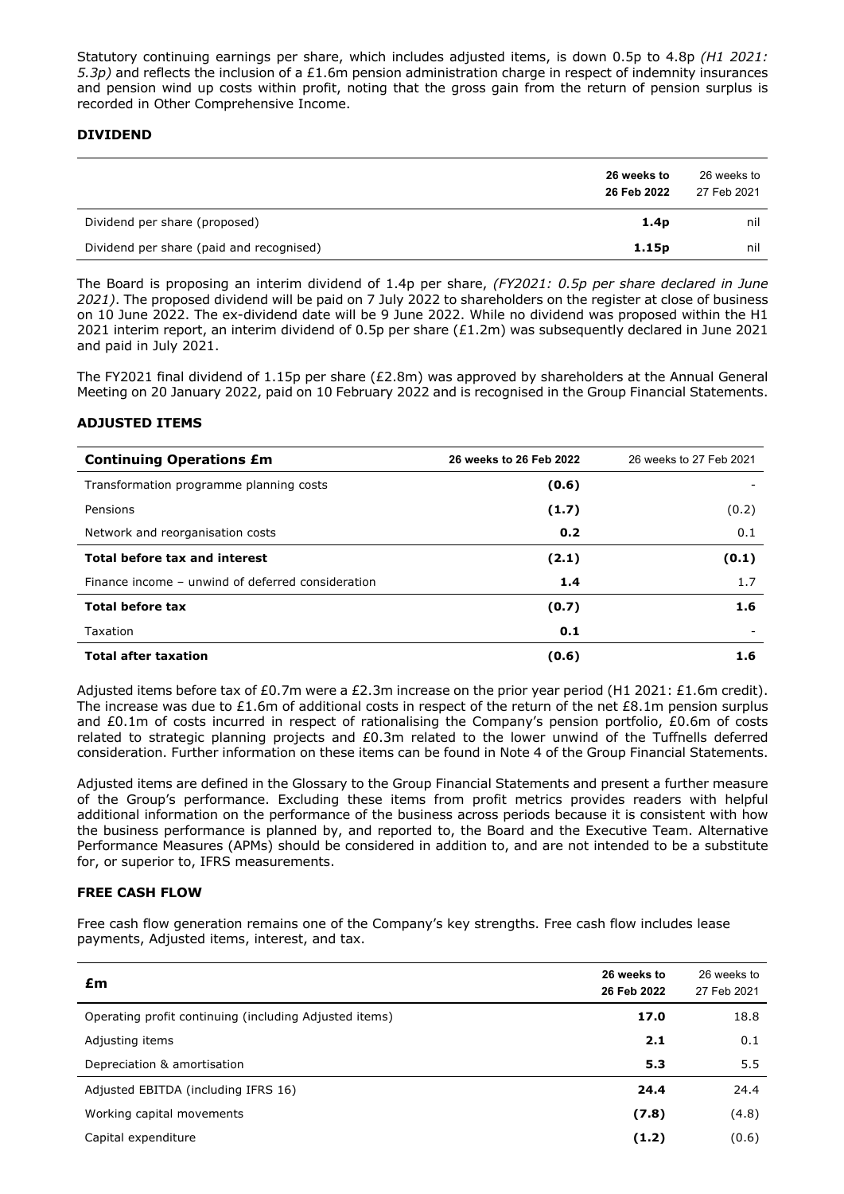Statutory continuing earnings per share, which includes adjusted items, is down 0.5p to 4.8p *(H1 2021: 5.3p)* and reflects the inclusion of a £1.6m pension administration charge in respect of indemnity insurances and pension wind up costs within profit, noting that the gross gain from the return of pension surplus is recorded in Other Comprehensive Income.

## DIVIDEND

| | 26 weeks to 26 Feb 2022 | 26 weeks to 27 Feb 2021 |
|---|---|---|
| Dividend per share (proposed) | **1.4p** | nil |
| Dividend per share (paid and recognised) | **1.15p** | nil |

The Board is proposing an interim dividend of 1.4p per share, *(FY2021: 0.5p per share declared in June 2021)*. The proposed dividend will be paid on 7 July 2022 to shareholders on the register at close of business on 10 June 2022. The ex-dividend date will be 9 June 2022. While no dividend was proposed within the H1 2021 interim report, an interim dividend of 0.5p per share (£1.2m) was subsequently declared in June 2021 and paid in July 2021.

The FY2021 final dividend of 1.15p per share (£2.8m) was approved by shareholders at the Annual General Meeting on 20 January 2022, paid on 10 February 2022 and is recognised in the Group Financial Statements.

## ADJUSTED ITEMS

| **Continuing Operations £m** | **26 weeks to 26 Feb 2022** | 26 weeks to 27 Feb 2021 |
|---|---|---|
| Transformation programme planning costs | **(0.6)** | - |
| Pensions | **(1.7)** | (0.2) |
| Network and reorganisation costs | **0.2** | 0.1 |
| **Total before tax and interest** | **(2.1)** | **(0.1)** |
| Finance income – unwind of deferred consideration | **1.4** | 1.7 |
| **Total before tax** | **(0.7)** | **1.6** |
| Taxation | **0.1** | - |
| **Total after taxation** | **(0.6)** | **1.6** |

Adjusted items before tax of £0.7m were a £2.3m increase on the prior year period (H1 2021: £1.6m credit). The increase was due to £1.6m of additional costs in respect of the return of the net £8.1m pension surplus and £0.1m of costs incurred in respect of rationalising the Company's pension portfolio, £0.6m of costs related to strategic planning projects and £0.3m related to the lower unwind of the Tuffnells deferred consideration. Further information on these items can be found in Note 4 of the Group Financial Statements.

Adjusted items are defined in the Glossary to the Group Financial Statements and present a further measure of the Group's performance. Excluding these items from profit metrics provides readers with helpful additional information on the performance of the business across periods because it is consistent with how the business performance is planned by, and reported to, the Board and the Executive Team. Alternative Performance Measures (APMs) should be considered in addition to, and are not intended to be a substitute for, or superior to, IFRS measurements.

## FREE CASH FLOW

Free cash flow generation remains one of the Company's key strengths. Free cash flow includes lease payments, Adjusted items, interest, and tax.

| **£m** | **26 weeks to 26 Feb 2022** | 26 weeks to 27 Feb 2021 |
|---|---|---|
| Operating profit continuing (including Adjusted items) | **17.0** | 18.8 |
| Adjusting items | **2.1** | 0.1 |
| Depreciation & amortisation | **5.3** | 5.5 |
| Adjusted EBITDA (including IFRS 16) | **24.4** | 24.4 |
| Working capital movements | **(7.8)** | (4.8) |
| Capital expenditure | **(1.2)** | (0.6) |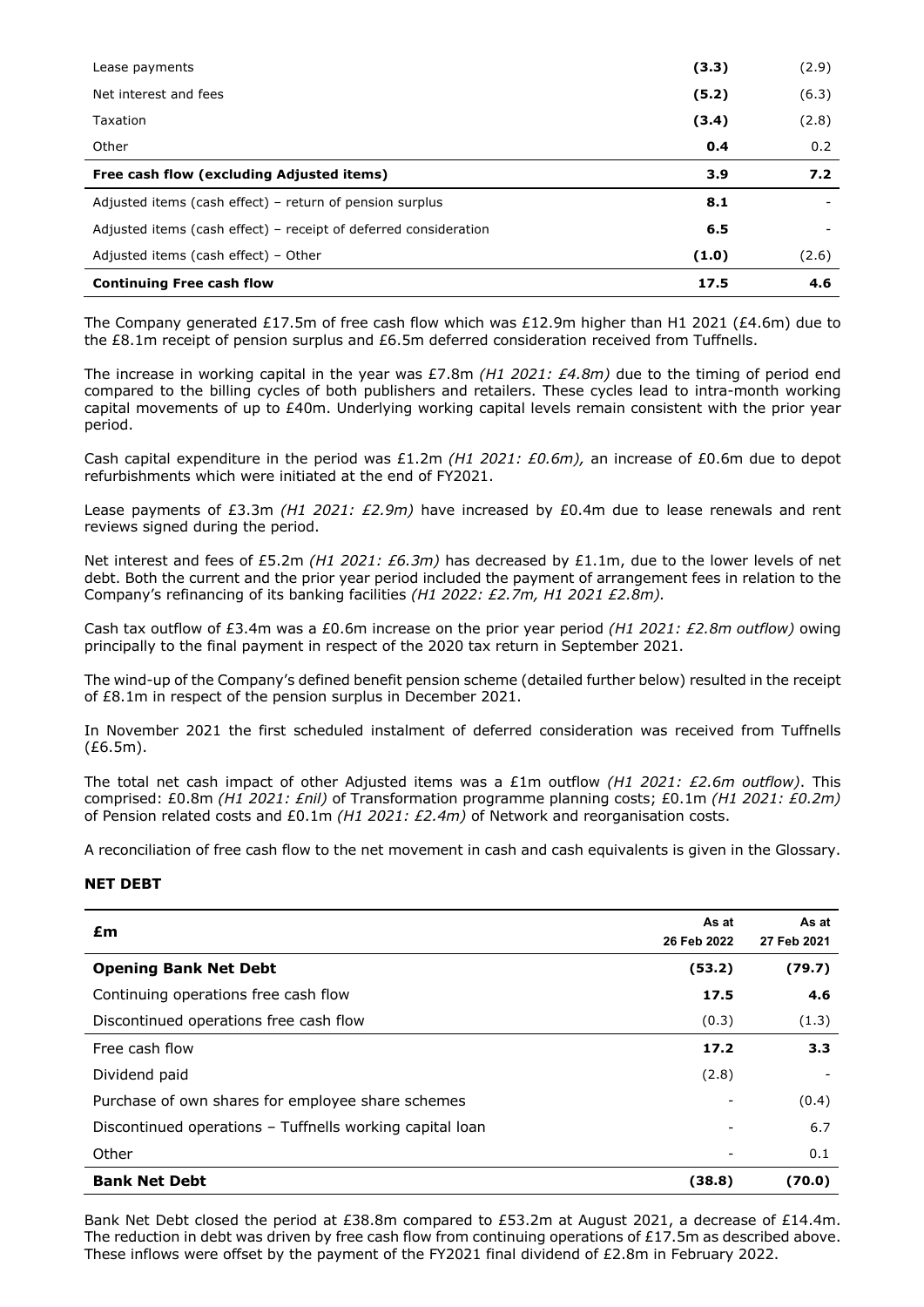| | | |
|---|---|---|
| Lease payments | **(3.3)** | (2.9) |
| Net interest and fees | **(5.2)** | (6.3) |
| Taxation | **(3.4)** | (2.8) |
| Other | **0.4** | 0.2 |
| **Free cash flow (excluding Adjusted items)** | **3.9** | **7.2** |
| Adjusted items (cash effect) – return of pension surplus | **8.1** | - |
| Adjusted items (cash effect) – receipt of deferred consideration | **6.5** | - |
| Adjusted items (cash effect) – Other | **(1.0)** | (2.6) |
| **Continuing Free cash flow** | **17.5** | **4.6** |

The Company generated £17.5m of free cash flow which was £12.9m higher than H1 2021 (£4.6m) due to the £8.1m receipt of pension surplus and £6.5m deferred consideration received from Tuffnells.

The increase in working capital in the year was £7.8m *(H1 2021: £4.8m)* due to the timing of period end compared to the billing cycles of both publishers and retailers. These cycles lead to intra-month working capital movements of up to £40m. Underlying working capital levels remain consistent with the prior year period.

Cash capital expenditure in the period was £1.2m *(H1 2021: £0.6m),* an increase of £0.6m due to depot refurbishments which were initiated at the end of FY2021.

Lease payments of £3.3m *(H1 2021: £2.9m)* have increased by £0.4m due to lease renewals and rent reviews signed during the period.

Net interest and fees of £5.2m *(H1 2021: £6.3m)* has decreased by £1.1m, due to the lower levels of net debt. Both the current and the prior year period included the payment of arrangement fees in relation to the Company's refinancing of its banking facilities *(H1 2022: £2.7m, H1 2021 £2.8m).*

Cash tax outflow of £3.4m was a £0.6m increase on the prior year period *(H1 2021: £2.8m outflow)* owing principally to the final payment in respect of the 2020 tax return in September 2021.

The wind-up of the Company's defined benefit pension scheme (detailed further below) resulted in the receipt of £8.1m in respect of the pension surplus in December 2021.

In November 2021 the first scheduled instalment of deferred consideration was received from Tuffnells (£6.5m).

The total net cash impact of other Adjusted items was a £1m outflow *(H1 2021: £2.6m outflow)*. This comprised: £0.8m *(H1 2021: £nil)* of Transformation programme planning costs; £0.1m *(H1 2021: £0.2m)* of Pension related costs and £0.1m *(H1 2021: £2.4m)* of Network and reorganisation costs.

A reconciliation of free cash flow to the net movement in cash and cash equivalents is given in the Glossary.

## NET DEBT

| £m | As at 26 Feb 2022 | As at 27 Feb 2021 |
|---|---|---|
| **Opening Bank Net Debt** | **(53.2)** | **(79.7)** |
| Continuing operations free cash flow | **17.5** | **4.6** |
| Discontinued operations free cash flow | (0.3) | (1.3) |
| Free cash flow | **17.2** | **3.3** |
| Dividend paid | (2.8) | - |
| Purchase of own shares for employee share schemes | - | (0.4) |
| Discontinued operations – Tuffnells working capital loan | - | 6.7 |
| Other | - | 0.1 |
| **Bank Net Debt** | **(38.8)** | **(70.0)** |

Bank Net Debt closed the period at £38.8m compared to £53.2m at August 2021, a decrease of £14.4m. The reduction in debt was driven by free cash flow from continuing operations of £17.5m as described above. These inflows were offset by the payment of the FY2021 final dividend of £2.8m in February 2022.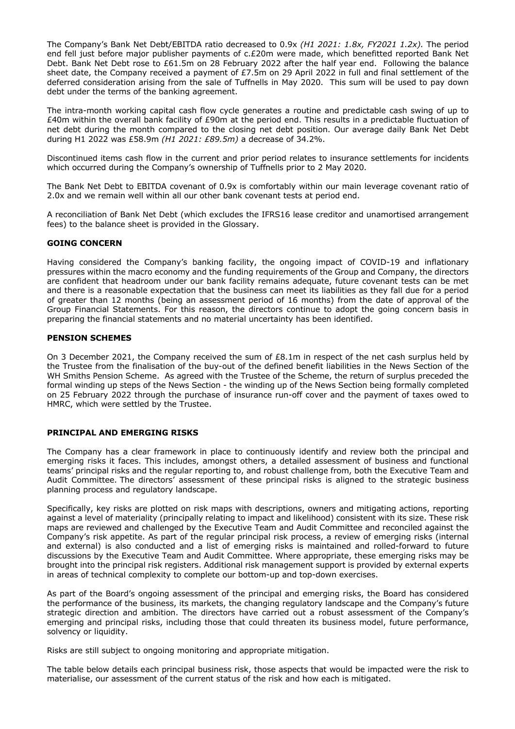The Company's Bank Net Debt/EBITDA ratio decreased to 0.9x *(H1 2021: 1.8x, FY2021 1.2x).* The period end fell just before major publisher payments of c.£20m were made, which benefitted reported Bank Net Debt. Bank Net Debt rose to £61.5m on 28 February 2022 after the half year end. Following the balance sheet date, the Company received a payment of £7.5m on 29 April 2022 in full and final settlement of the deferred consideration arising from the sale of Tuffnells in May 2020. This sum will be used to pay down debt under the terms of the banking agreement.

The intra-month working capital cash flow cycle generates a routine and predictable cash swing of up to £40m within the overall bank facility of £90m at the period end. This results in a predictable fluctuation of net debt during the month compared to the closing net debt position. Our average daily Bank Net Debt during H1 2022 was £58.9m *(H1 2021: £89.5m)* a decrease of 34.2%.

Discontinued items cash flow in the current and prior period relates to insurance settlements for incidents which occurred during the Company's ownership of Tuffnells prior to 2 May 2020.

The Bank Net Debt to EBITDA covenant of 0.9x is comfortably within our main leverage covenant ratio of 2.0x and we remain well within all our other bank covenant tests at period end.

A reconciliation of Bank Net Debt (which excludes the IFRS16 lease creditor and unamortised arrangement fees) to the balance sheet is provided in the Glossary.

## GOING CONCERN

Having considered the Company's banking facility, the ongoing impact of COVID-19 and inflationary pressures within the macro economy and the funding requirements of the Group and Company, the directors are confident that headroom under our bank facility remains adequate, future covenant tests can be met and there is a reasonable expectation that the business can meet its liabilities as they fall due for a period of greater than 12 months (being an assessment period of 16 months) from the date of approval of the Group Financial Statements. For this reason, the directors continue to adopt the going concern basis in preparing the financial statements and no material uncertainty has been identified.

## PENSION SCHEMES

On 3 December 2021, the Company received the sum of £8.1m in respect of the net cash surplus held by the Trustee from the finalisation of the buy-out of the defined benefit liabilities in the News Section of the WH Smiths Pension Scheme. As agreed with the Trustee of the Scheme, the return of surplus preceded the formal winding up steps of the News Section - the winding up of the News Section being formally completed on 25 February 2022 through the purchase of insurance run-off cover and the payment of taxes owed to HMRC, which were settled by the Trustee.

## PRINCIPAL AND EMERGING RISKS

The Company has a clear framework in place to continuously identify and review both the principal and emerging risks it faces. This includes, amongst others, a detailed assessment of business and functional teams' principal risks and the regular reporting to, and robust challenge from, both the Executive Team and Audit Committee. The directors' assessment of these principal risks is aligned to the strategic business planning process and regulatory landscape.

Specifically, key risks are plotted on risk maps with descriptions, owners and mitigating actions, reporting against a level of materiality (principally relating to impact and likelihood) consistent with its size. These risk maps are reviewed and challenged by the Executive Team and Audit Committee and reconciled against the Company's risk appetite. As part of the regular principal risk process, a review of emerging risks (internal and external) is also conducted and a list of emerging risks is maintained and rolled-forward to future discussions by the Executive Team and Audit Committee. Where appropriate, these emerging risks may be brought into the principal risk registers. Additional risk management support is provided by external experts in areas of technical complexity to complete our bottom-up and top-down exercises.

As part of the Board's ongoing assessment of the principal and emerging risks, the Board has considered the performance of the business, its markets, the changing regulatory landscape and the Company's future strategic direction and ambition. The directors have carried out a robust assessment of the Company's emerging and principal risks, including those that could threaten its business model, future performance, solvency or liquidity.

Risks are still subject to ongoing monitoring and appropriate mitigation.

The table below details each principal business risk, those aspects that would be impacted were the risk to materialise, our assessment of the current status of the risk and how each is mitigated.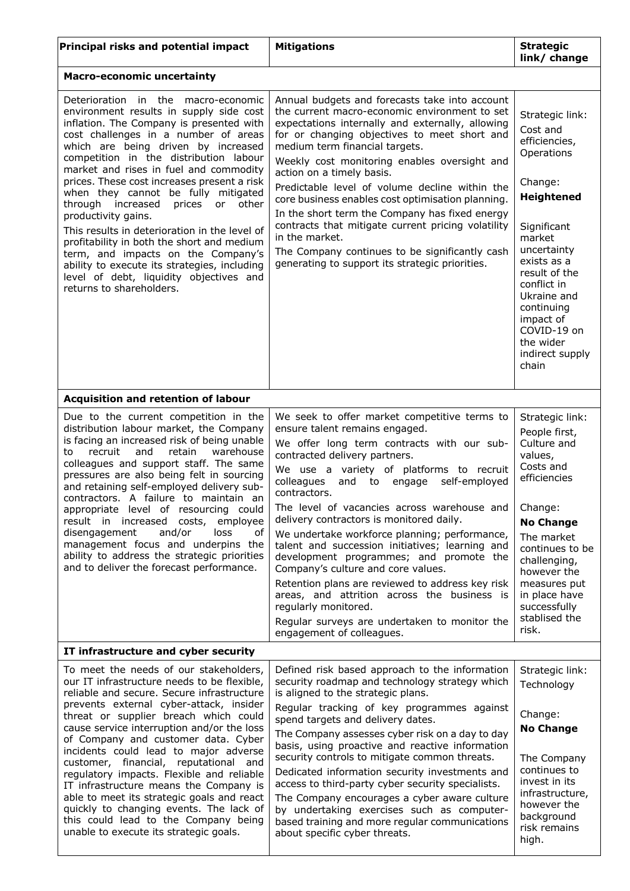| Principal risks and potential impact | Mitigations | Strategic link/ change |
|---|---|---|
| **Macro-economic uncertainty** | | |
| Deterioration in the macro-economic environment results in supply side cost inflation. The Company is presented with cost challenges in a number of areas which are being driven by increased competition in the distribution labour market and rises in fuel and commodity prices. These cost increases present a risk when they cannot be fully mitigated through increased prices or other productivity gains.<br><br>This results in deterioration in the level of profitability in both the short and medium term, and impacts on the Company's ability to execute its strategies, including level of debt, liquidity objectives and returns to shareholders. | Annual budgets and forecasts take into account the current macro-economic environment to set expectations internally and externally, allowing for or changing objectives to meet short and medium term financial targets.<br><br>Weekly cost monitoring enables oversight and action on a timely basis.<br><br>Predictable level of volume decline within the core business enables cost optimisation planning.<br><br>In the short term the Company has fixed energy contracts that mitigate current pricing volatility in the market.<br><br>The Company continues to be significantly cash generating to support its strategic priorities. | Strategic link:<br>Cost and efficiencies, Operations<br><br>Change:<br>**Heightened**<br><br>Significant market uncertainty exists as a result of the conflict in Ukraine and continuing impact of COVID-19 on the wider indirect supply chain |
| **Acquisition and retention of labour** | | |
| Due to the current competition in the distribution labour market, the Company is facing an increased risk of being unable to recruit and retain warehouse colleagues and support staff. The same pressures are also being felt in sourcing and retaining self-employed delivery sub-contractors. A failure to maintain an appropriate level of resourcing could result in increased costs, employee disengagement and/or loss of management focus and underpins the ability to address the strategic priorities and to deliver the forecast performance. | We seek to offer market competitive terms to ensure talent remains engaged.<br><br>We offer long term contracts with our sub-contracted delivery partners.<br><br>We use a variety of platforms to recruit colleagues and to engage self-employed contractors.<br><br>The level of vacancies across warehouse and delivery contractors is monitored daily.<br><br>We undertake workforce planning; performance, talent and succession initiatives; learning and development programmes; and promote the Company's culture and core values.<br><br>Retention plans are reviewed to address key risk areas, and attrition across the business is regularly monitored.<br><br>Regular surveys are undertaken to monitor the engagement of colleagues. | Strategic link:<br>People first, Culture and values, Costs and efficiencies<br><br>Change:<br>**No Change**<br><br>The market continues to be challenging, however the measures put in place have successfully stablised the risk. |
| **IT infrastructure and cyber security** | | |
| To meet the needs of our stakeholders, our IT infrastructure needs to be flexible, reliable and secure. Secure infrastructure prevents external cyber-attack, insider threat or supplier breach which could cause service interruption and/or the loss of Company and customer data. Cyber incidents could lead to major adverse customer, financial, reputational and regulatory impacts. Flexible and reliable IT infrastructure means the Company is able to meet its strategic goals and react quickly to changing events. The lack of this could lead to the Company being unable to execute its strategic goals. | Defined risk based approach to the information security roadmap and technology strategy which is aligned to the strategic plans.<br><br>Regular tracking of key programmes against spend targets and delivery dates.<br><br>The Company assesses cyber risk on a day to day basis, using proactive and reactive information security controls to mitigate common threats.<br><br>Dedicated information security investments and access to third-party cyber security specialists.<br><br>The Company encourages a cyber aware culture by undertaking exercises such as computer-based training and more regular communications about specific cyber threats. | Strategic link:<br>Technology<br><br>Change:<br>**No Change**<br><br>The Company continues to invest in its infrastructure, however the background risk remains high. |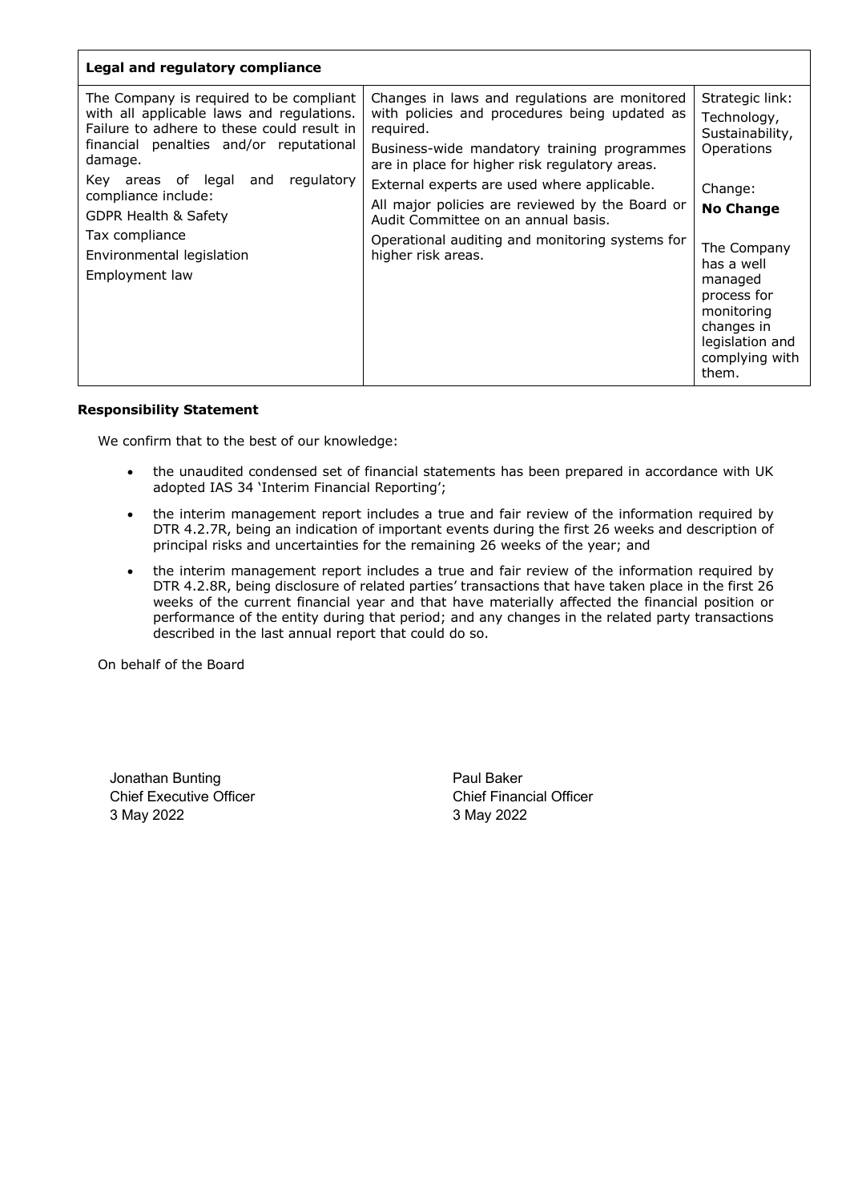| Legal and regulatory compliance | | |
|---|---|---|
| The Company is required to be compliant with all applicable laws and regulations. Failure to adhere to these could result in financial penalties and/or reputational damage.<br><br>Key areas of legal and regulatory compliance include:<br>GDPR Health & Safety<br>Tax compliance<br>Environmental legislation<br>Employment law | Changes in laws and regulations are monitored with policies and procedures being updated as required.<br><br>Business-wide mandatory training programmes are in place for higher risk regulatory areas.<br><br>External experts are used where applicable.<br><br>All major policies are reviewed by the Board or Audit Committee on an annual basis.<br><br>Operational auditing and monitoring systems for higher risk areas. | Strategic link:<br>Technology, Sustainability, Operations<br><br>Change:<br>**No Change**<br><br>The Company has a well managed process for monitoring changes in legislation and complying with them. |

**Responsibility Statement**

We confirm that to the best of our knowledge:

- the unaudited condensed set of financial statements has been prepared in accordance with UK adopted IAS 34 'Interim Financial Reporting';
- the interim management report includes a true and fair review of the information required by DTR 4.2.7R, being an indication of important events during the first 26 weeks and description of principal risks and uncertainties for the remaining 26 weeks of the year; and
- the interim management report includes a true and fair review of the information required by DTR 4.2.8R, being disclosure of related parties' transactions that have taken place in the first 26 weeks of the current financial year and that have materially affected the financial position or performance of the entity during that period; and any changes in the related party transactions described in the last annual report that could do so.

On behalf of the Board

Jonathan Bunting
Chief Executive Officer
3 May 2022

Paul Baker
Chief Financial Officer
3 May 2022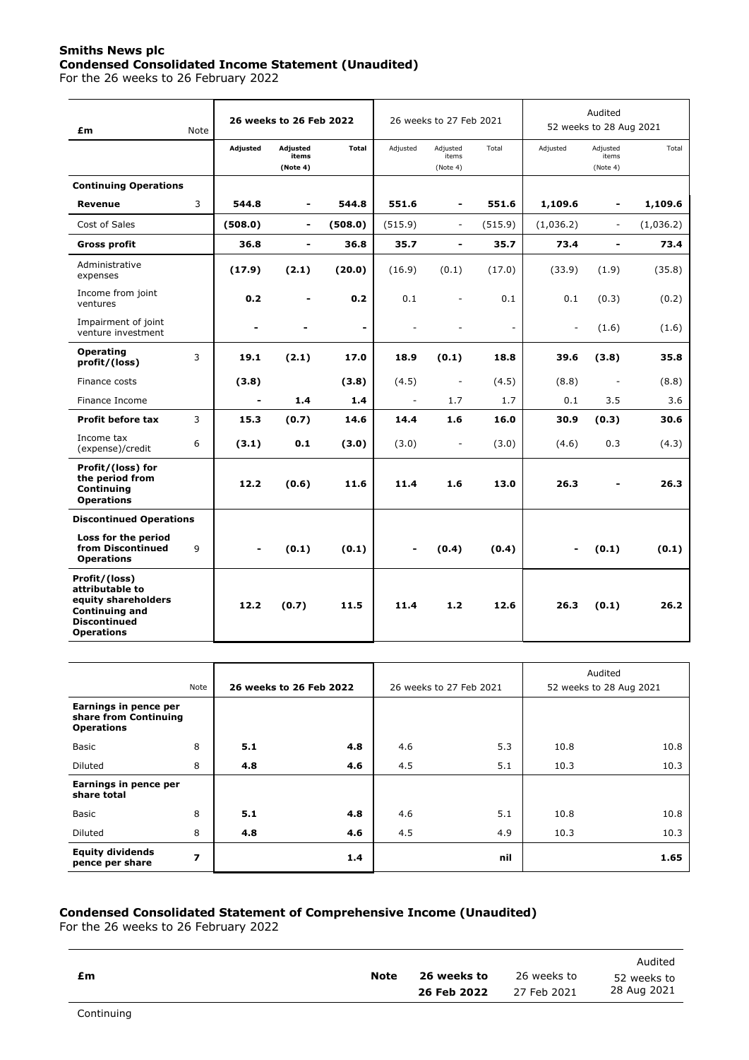**Smiths News plc**
**Condensed Consolidated Income Statement (Unaudited)**
For the 26 weeks to 26 February 2022

| £m | Note | **26 weeks to 26 Feb 2022** | | | 26 weeks to 27 Feb 2021 | | | Audited 52 weeks to 28 Aug 2021 | | |
|---|---|---|---|---|---|---|---|---|---|---|
| | | **Adjusted** | **Adjusted items (Note 4)** | **Total** | Adjusted | Adjusted items (Note 4) | Total | Adjusted | Adjusted items (Note 4) | Total |
| **Continuing Operations** | | | | | | | | | | |
| **Revenue** | 3 | **544.8** | **-** | **544.8** | **551.6** | **-** | **551.6** | **1,109.6** | **-** | **1,109.6** |
| Cost of Sales | | **(508.0)** | **-** | **(508.0)** | (515.9) | - | (515.9) | (1,036.2) | - | (1,036.2) |
| **Gross profit** | | **36.8** | **-** | **36.8** | **35.7** | **-** | **35.7** | **73.4** | **-** | **73.4** |
| Administrative expenses | | **(17.9)** | **(2.1)** | **(20.0)** | (16.9) | (0.1) | (17.0) | (33.9) | (1.9) | (35.8) |
| Income from joint ventures | | **0.2** | **-** | **0.2** | 0.1 | - | 0.1 | 0.1 | (0.3) | (0.2) |
| Impairment of joint venture investment | | **-** | **-** | **-** | - | - | - | - | (1.6) | (1.6) |
| **Operating profit/(loss)** | 3 | **19.1** | **(2.1)** | **17.0** | **18.9** | **(0.1)** | **18.8** | **39.6** | **(3.8)** | **35.8** |
| Finance costs | | **(3.8)** | | **(3.8)** | (4.5) | - | (4.5) | (8.8) | - | (8.8) |
| Finance Income | | **-** | **1.4** | **1.4** | - | 1.7 | 1.7 | 0.1 | 3.5 | 3.6 |
| **Profit before tax** | 3 | **15.3** | **(0.7)** | **14.6** | **14.4** | **1.6** | **16.0** | **30.9** | **(0.3)** | **30.6** |
| Income tax (expense)/credit | 6 | **(3.1)** | **0.1** | **(3.0)** | (3.0) | - | (3.0) | (4.6) | 0.3 | (4.3) |
| **Profit/(loss) for the period from Continuing Operations** | | **12.2** | **(0.6)** | **11.6** | **11.4** | **1.6** | **13.0** | **26.3** | **-** | **26.3** |
| **Discontinued Operations** | | | | | | | | | | |
| **Loss for the period from Discontinued Operations** | 9 | **-** | **(0.1)** | **(0.1)** | **-** | **(0.4)** | **(0.4)** | **-** | **(0.1)** | **(0.1)** |
| **Profit/(loss) attributable to equity shareholders Continuing and Discontinued Operations** | | **12.2** | **(0.7)** | **11.5** | **11.4** | **1.2** | **12.6** | **26.3** | **(0.1)** | **26.2** |

| | Note | **26 weeks to 26 Feb 2022** | | 26 weeks to 27 Feb 2021 | | Audited 52 weeks to 28 Aug 2021 | |
|---|---|---|---|---|---|---|---|
| **Earnings in pence per share from Continuing Operations** | | | | | | | |
| Basic | 8 | **5.1** | **4.8** | 4.6 | 5.3 | 10.8 | 10.8 |
| Diluted | 8 | **4.8** | **4.6** | 4.5 | 5.1 | 10.3 | 10.3 |
| **Earnings in pence per share total** | | | | | | | |
| Basic | 8 | **5.1** | **4.8** | 4.6 | 5.1 | 10.8 | 10.8 |
| Diluted | 8 | **4.8** | **4.6** | 4.5 | 4.9 | 10.3 | 10.3 |
| **Equity dividends pence per share** | **7** | | **1.4** | | **nil** | | **1.65** |

**Condensed Consolidated Statement of Comprehensive Income (Unaudited)**
For the 26 weeks to 26 February 2022

| £m | Note | 26 weeks to 26 Feb 2022 | 26 weeks to 27 Feb 2021 | Audited 52 weeks to 28 Aug 2021 |
|---|---|---|---|---|
| Continuing | | | | |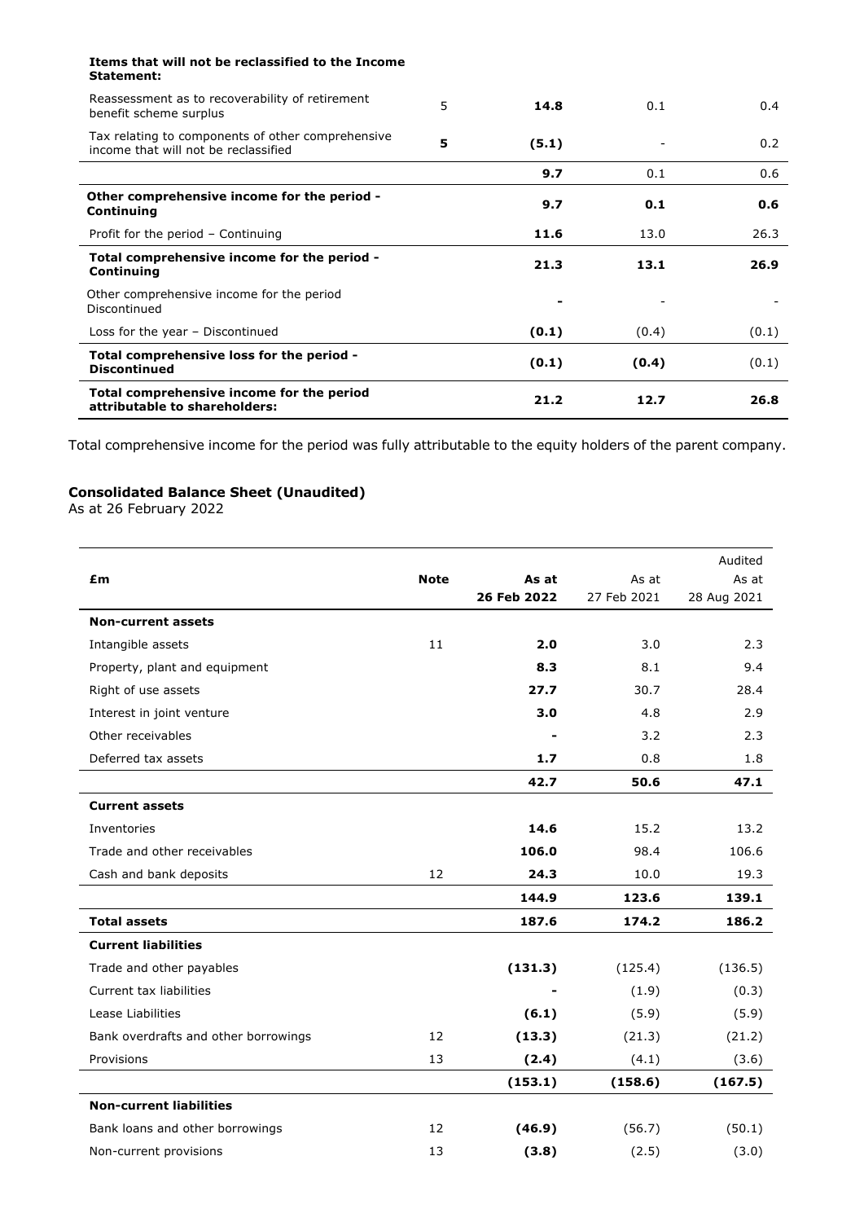| | | | | |
|---|---|---|---|---|
| **Items that will not be reclassified to the Income Statement:** | | | | |
| Reassessment as to recoverability of retirement benefit scheme surplus | 5 | **14.8** | 0.1 | 0.4 |
| Tax relating to components of other comprehensive income that will not be reclassified | **5** | **(5.1)** | - | 0.2 |
| | | **9.7** | 0.1 | 0.6 |
| **Other comprehensive income for the period - Continuing** | | **9.7** | **0.1** | **0.6** |
| Profit for the period – Continuing | | **11.6** | 13.0 | 26.3 |
| **Total comprehensive income for the period - Continuing** | | **21.3** | **13.1** | **26.9** |
| Other comprehensive income for the period Discontinued | | **-** | - | - |
| Loss for the year – Discontinued | | **(0.1)** | (0.4) | (0.1) |
| **Total comprehensive loss for the period - Discontinued** | | **(0.1)** | **(0.4)** | (0.1) |
| **Total comprehensive income for the period attributable to shareholders:** | | **21.2** | **12.7** | **26.8** |

Total comprehensive income for the period was fully attributable to the equity holders of the parent company.

**Consolidated Balance Sheet (Unaudited)**
As at 26 February 2022

| £m | Note | As at **26 Feb 2022** | As at 27 Feb 2021 | Audited As at 28 Aug 2021 |
|---|---|---|---|---|
| **Non-current assets** | | | | |
| Intangible assets | 11 | **2.0** | 3.0 | 2.3 |
| Property, plant and equipment | | **8.3** | 8.1 | 9.4 |
| Right of use assets | | **27.7** | 30.7 | 28.4 |
| Interest in joint venture | | **3.0** | 4.8 | 2.9 |
| Other receivables | | **-** | 3.2 | 2.3 |
| Deferred tax assets | | **1.7** | 0.8 | 1.8 |
| | | **42.7** | **50.6** | **47.1** |
| **Current assets** | | | | |
| Inventories | | **14.6** | 15.2 | 13.2 |
| Trade and other receivables | | **106.0** | 98.4 | 106.6 |
| Cash and bank deposits | 12 | **24.3** | 10.0 | 19.3 |
| | | **144.9** | **123.6** | **139.1** |
| **Total assets** | | **187.6** | **174.2** | **186.2** |
| **Current liabilities** | | | | |
| Trade and other payables | | **(131.3)** | (125.4) | (136.5) |
| Current tax liabilities | | **-** | (1.9) | (0.3) |
| Lease Liabilities | | **(6.1)** | (5.9) | (5.9) |
| Bank overdrafts and other borrowings | 12 | **(13.3)** | (21.3) | (21.2) |
| Provisions | 13 | **(2.4)** | (4.1) | (3.6) |
| | | **(153.1)** | **(158.6)** | **(167.5)** |
| **Non-current liabilities** | | | | |
| Bank loans and other borrowings | 12 | **(46.9)** | (56.7) | (50.1) |
| Non-current provisions | 13 | **(3.8)** | (2.5) | (3.0) |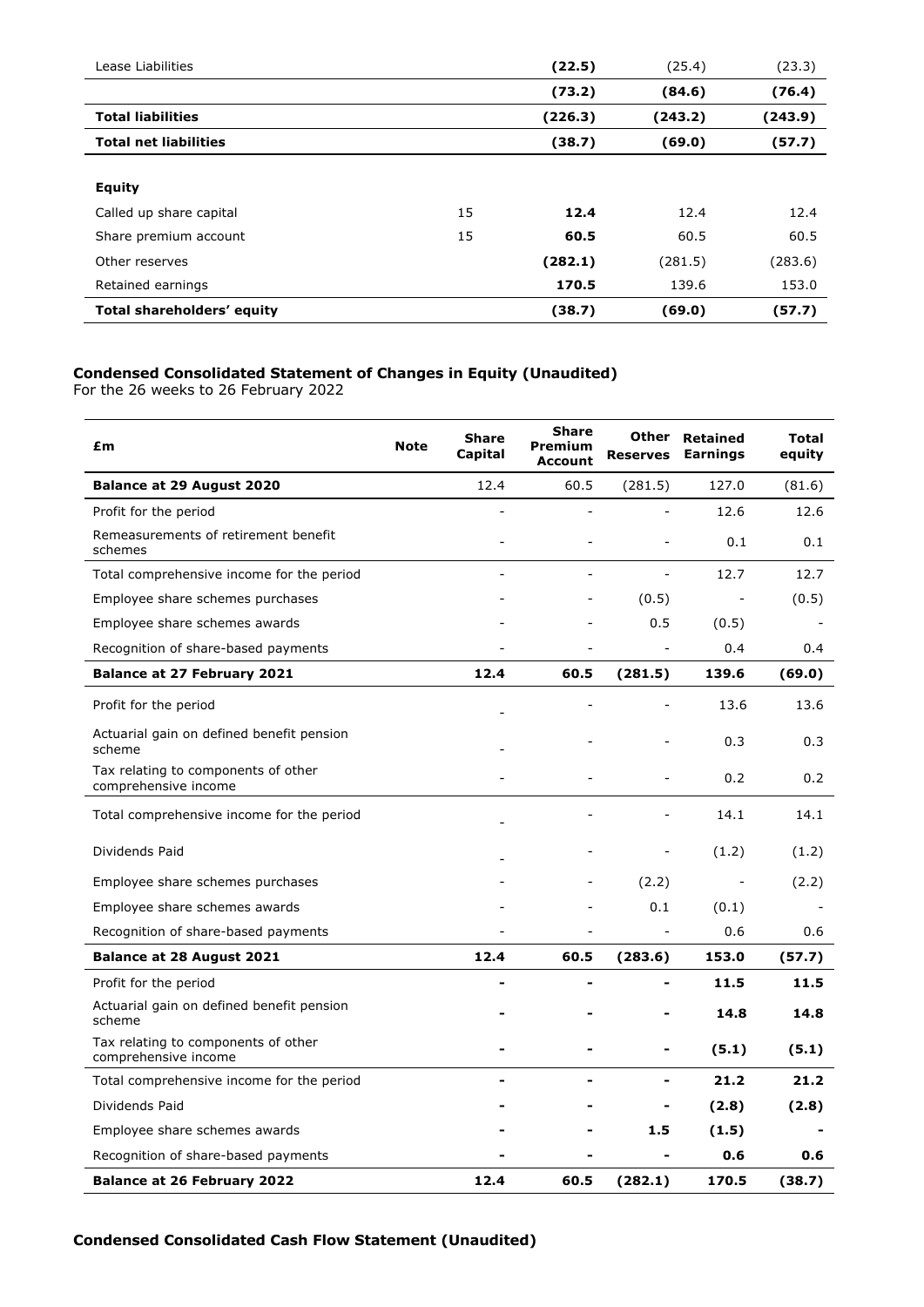| | | | | |
|---|---|---|---|---|
| Lease Liabilities | | **(22.5)** | (25.4) | (23.3) |
| | | **(73.2)** | **(84.6)** | **(76.4)** |
| **Total liabilities** | | **(226.3)** | **(243.2)** | **(243.9)** |
| **Total net liabilities** | | **(38.7)** | **(69.0)** | **(57.7)** |
| | | | | |
| **Equity** | | | | |
| Called up share capital | 15 | **12.4** | 12.4 | 12.4 |
| Share premium account | 15 | **60.5** | 60.5 | 60.5 |
| Other reserves | | **(282.1)** | (281.5) | (283.6) |
| Retained earnings | | **170.5** | 139.6 | 153.0 |
| **Total shareholders' equity** | | **(38.7)** | **(69.0)** | **(57.7)** |

**Condensed Consolidated Statement of Changes in Equity (Unaudited)**

For the 26 weeks to 26 February 2022

| £m | Note | Share Capital | Share Premium Account | Other Reserves | Retained Earnings | Total equity |
|---|---|---|---|---|---|---|
| **Balance at 29 August 2020** | | 12.4 | 60.5 | (281.5) | 127.0 | (81.6) |
| Profit for the period | | - | - | - | 12.6 | 12.6 |
| Remeasurements of retirement benefit schemes | | - | - | - | 0.1 | 0.1 |
| Total comprehensive income for the period | | - | - | - | 12.7 | 12.7 |
| Employee share schemes purchases | | - | - | (0.5) | - | (0.5) |
| Employee share schemes awards | | - | - | 0.5 | (0.5) | - |
| Recognition of share-based payments | | - | - | - | 0.4 | 0.4 |
| **Balance at 27 February 2021** | | **12.4** | **60.5** | **(281.5)** | **139.6** | **(69.0)** |
| Profit for the period | | - | - | - | 13.6 | 13.6 |
| Actuarial gain on defined benefit pension scheme | | - | - | - | 0.3 | 0.3 |
| Tax relating to components of other comprehensive income | | - | - | - | 0.2 | 0.2 |
| Total comprehensive income for the period | | - | - | - | 14.1 | 14.1 |
| Dividends Paid | | - | - | - | (1.2) | (1.2) |
| Employee share schemes purchases | | - | - | (2.2) | - | (2.2) |
| Employee share schemes awards | | - | - | 0.1 | (0.1) | - |
| Recognition of share-based payments | | - | - | - | 0.6 | 0.6 |
| **Balance at 28 August 2021** | | **12.4** | **60.5** | **(283.6)** | **153.0** | **(57.7)** |
| Profit for the period | | **-** | **-** | **-** | **11.5** | **11.5** |
| Actuarial gain on defined benefit pension scheme | | **-** | **-** | **-** | **14.8** | **14.8** |
| Tax relating to components of other comprehensive income | | **-** | **-** | **-** | **(5.1)** | **(5.1)** |
| Total comprehensive income for the period | | **-** | **-** | **-** | **21.2** | **21.2** |
| Dividends Paid | | **-** | **-** | **-** | **(2.8)** | **(2.8)** |
| Employee share schemes awards | | **-** | **-** | **1.5** | **(1.5)** | **-** |
| Recognition of share-based payments | | **-** | **-** | **-** | **0.6** | **0.6** |
| **Balance at 26 February 2022** | | **12.4** | **60.5** | **(282.1)** | **170.5** | **(38.7)** |

**Condensed Consolidated Cash Flow Statement (Unaudited)**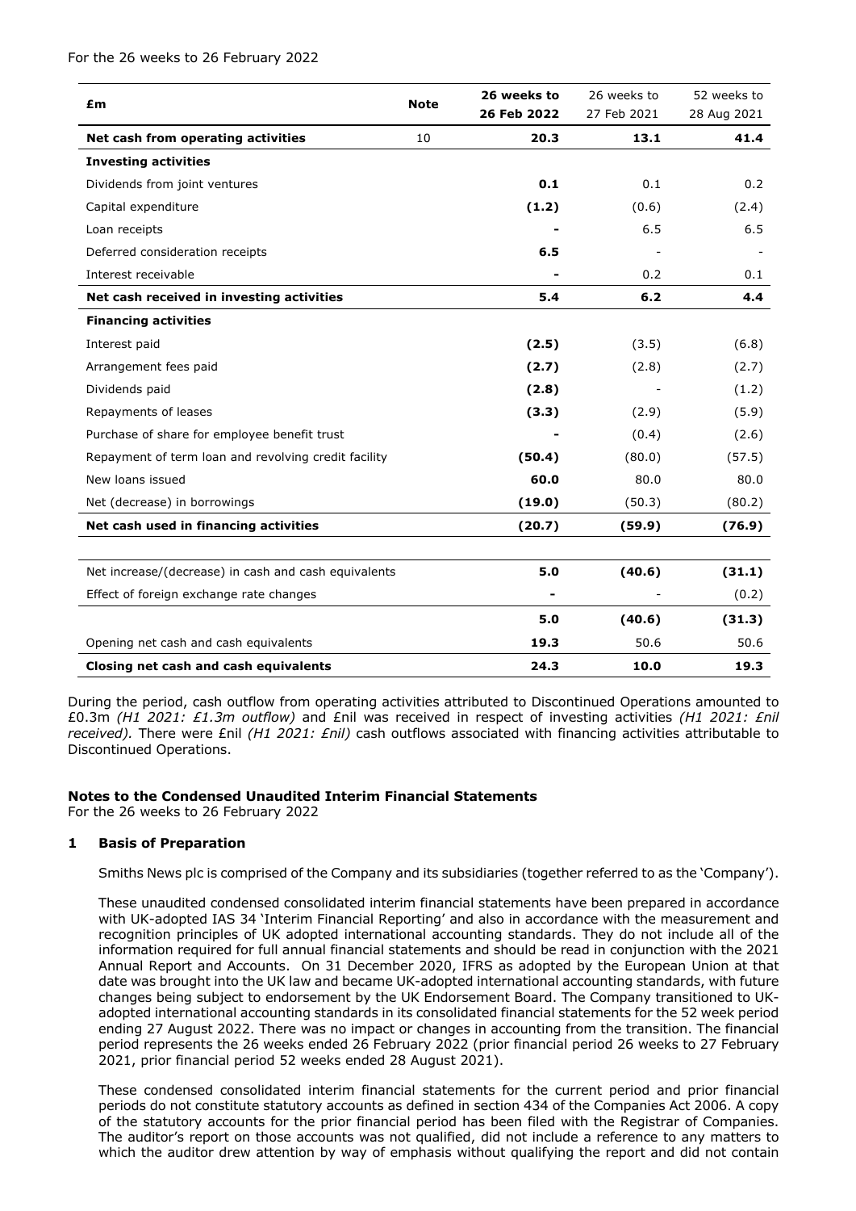For the 26 weeks to 26 February 2022

| £m | Note | 26 weeks to 26 Feb 2022 | 26 weeks to 27 Feb 2021 | 52 weeks to 28 Aug 2021 |
|---|---|---|---|---|
| **Net cash from operating activities** | 10 | **20.3** | **13.1** | **41.4** |
| **Investing activities** | | | | |
| Dividends from joint ventures | | **0.1** | 0.1 | 0.2 |
| Capital expenditure | | **(1.2)** | (0.6) | (2.4) |
| Loan receipts | | **-** | 6.5 | 6.5 |
| Deferred consideration receipts | | **6.5** | - | - |
| Interest receivable | | **-** | 0.2 | 0.1 |
| **Net cash received in investing activities** | | **5.4** | **6.2** | **4.4** |
| **Financing activities** | | | | |
| Interest paid | | **(2.5)** | (3.5) | (6.8) |
| Arrangement fees paid | | **(2.7)** | (2.8) | (2.7) |
| Dividends paid | | **(2.8)** | - | (1.2) |
| Repayments of leases | | **(3.3)** | (2.9) | (5.9) |
| Purchase of share for employee benefit trust | | **-** | (0.4) | (2.6) |
| Repayment of term loan and revolving credit facility | | **(50.4)** | (80.0) | (57.5) |
| New loans issued | | **60.0** | 80.0 | 80.0 |
| Net (decrease) in borrowings | | **(19.0)** | (50.3) | (80.2) |
| **Net cash used in financing activities** | | **(20.7)** | **(59.9)** | **(76.9)** |
| | | | | |
| Net increase/(decrease) in cash and cash equivalents | | **5.0** | **(40.6)** | **(31.1)** |
| Effect of foreign exchange rate changes | | **-** | - | (0.2) |
| | | **5.0** | **(40.6)** | **(31.3)** |
| Opening net cash and cash equivalents | | **19.3** | 50.6 | 50.6 |
| **Closing net cash and cash equivalents** | | **24.3** | **10.0** | **19.3** |

During the period, cash outflow from operating activities attributed to Discontinued Operations amounted to £0.3m *(H1 2021: £1.3m outflow)* and £nil was received in respect of investing activities *(H1 2021: £nil received).* There were £nil *(H1 2021: £nil)* cash outflows associated with financing activities attributable to Discontinued Operations.

## Notes to the Condensed Unaudited Interim Financial Statements

For the 26 weeks to 26 February 2022

### 1 Basis of Preparation

Smiths News plc is comprised of the Company and its subsidiaries (together referred to as the 'Company').

These unaudited condensed consolidated interim financial statements have been prepared in accordance with UK-adopted IAS 34 'Interim Financial Reporting' and also in accordance with the measurement and recognition principles of UK adopted international accounting standards. They do not include all of the information required for full annual financial statements and should be read in conjunction with the 2021 Annual Report and Accounts. On 31 December 2020, IFRS as adopted by the European Union at that date was brought into the UK law and became UK-adopted international accounting standards, with future changes being subject to endorsement by the UK Endorsement Board. The Company transitioned to UK-adopted international accounting standards in its consolidated financial statements for the 52 week period ending 27 August 2022. There was no impact or changes in accounting from the transition. The financial period represents the 26 weeks ended 26 February 2022 (prior financial period 26 weeks to 27 February 2021, prior financial period 52 weeks ended 28 August 2021).

These condensed consolidated interim financial statements for the current period and prior financial periods do not constitute statutory accounts as defined in section 434 of the Companies Act 2006. A copy of the statutory accounts for the prior financial period has been filed with the Registrar of Companies. The auditor's report on those accounts was not qualified, did not include a reference to any matters to which the auditor drew attention by way of emphasis without qualifying the report and did not contain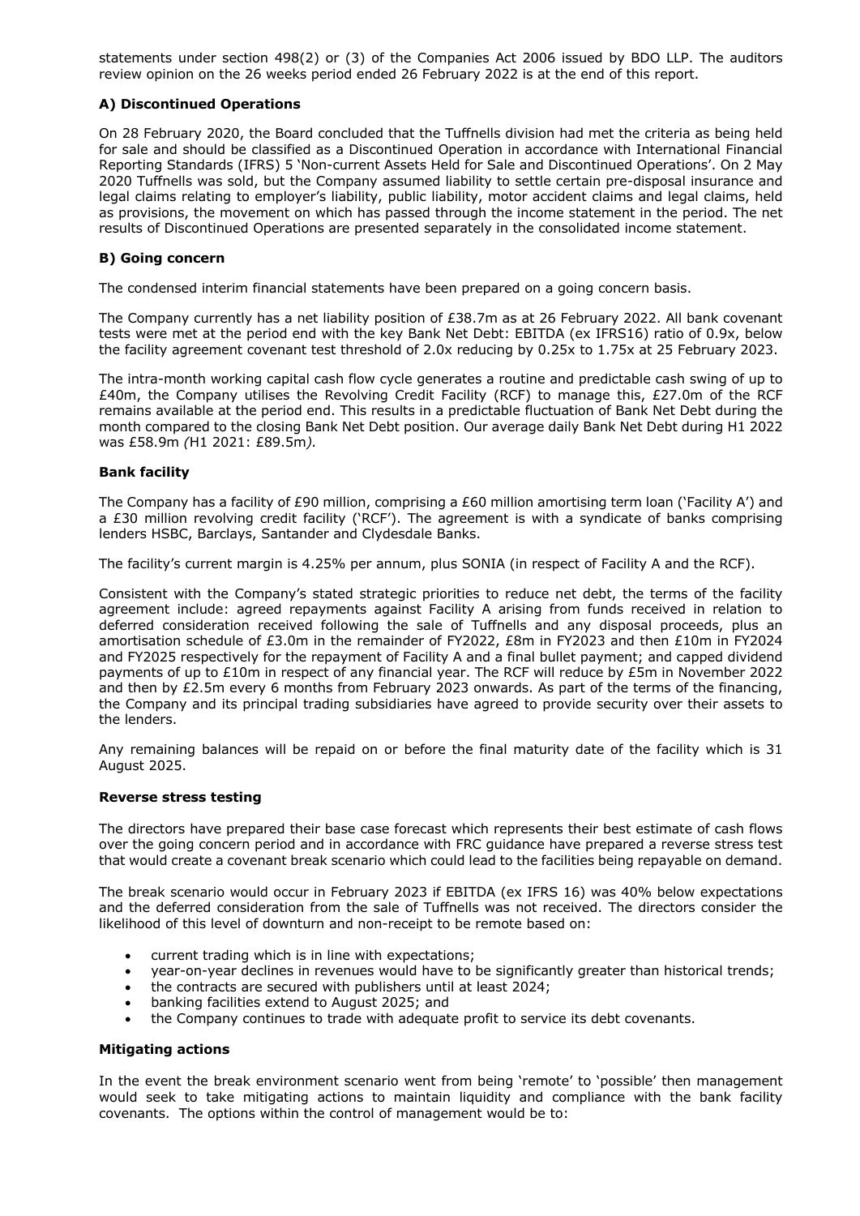statements under section 498(2) or (3) of the Companies Act 2006 issued by BDO LLP. The auditors review opinion on the 26 weeks period ended 26 February 2022 is at the end of this report.

### A) Discontinued Operations

On 28 February 2020, the Board concluded that the Tuffnells division had met the criteria as being held for sale and should be classified as a Discontinued Operation in accordance with International Financial Reporting Standards (IFRS) 5 'Non-current Assets Held for Sale and Discontinued Operations'. On 2 May 2020 Tuffnells was sold, but the Company assumed liability to settle certain pre-disposal insurance and legal claims relating to employer's liability, public liability, motor accident claims and legal claims, held as provisions, the movement on which has passed through the income statement in the period. The net results of Discontinued Operations are presented separately in the consolidated income statement.

### B) Going concern

The condensed interim financial statements have been prepared on a going concern basis.

The Company currently has a net liability position of £38.7m as at 26 February 2022. All bank covenant tests were met at the period end with the key Bank Net Debt: EBITDA (ex IFRS16) ratio of 0.9x, below the facility agreement covenant test threshold of 2.0x reducing by 0.25x to 1.75x at 25 February 2023.

The intra-month working capital cash flow cycle generates a routine and predictable cash swing of up to £40m, the Company utilises the Revolving Credit Facility (RCF) to manage this, £27.0m of the RCF remains available at the period end. This results in a predictable fluctuation of Bank Net Debt during the month compared to the closing Bank Net Debt position. Our average daily Bank Net Debt during H1 2022 was £58.9m *(*H1 2021: £89.5m*).*

### Bank facility

The Company has a facility of £90 million, comprising a £60 million amortising term loan ('Facility A') and a £30 million revolving credit facility ('RCF'). The agreement is with a syndicate of banks comprising lenders HSBC, Barclays, Santander and Clydesdale Banks.

The facility's current margin is 4.25% per annum, plus SONIA (in respect of Facility A and the RCF).

Consistent with the Company's stated strategic priorities to reduce net debt, the terms of the facility agreement include: agreed repayments against Facility A arising from funds received in relation to deferred consideration received following the sale of Tuffnells and any disposal proceeds, plus an amortisation schedule of £3.0m in the remainder of FY2022, £8m in FY2023 and then £10m in FY2024 and FY2025 respectively for the repayment of Facility A and a final bullet payment; and capped dividend payments of up to £10m in respect of any financial year. The RCF will reduce by £5m in November 2022 and then by £2.5m every 6 months from February 2023 onwards. As part of the terms of the financing, the Company and its principal trading subsidiaries have agreed to provide security over their assets to the lenders.

Any remaining balances will be repaid on or before the final maturity date of the facility which is 31 August 2025.

### Reverse stress testing

The directors have prepared their base case forecast which represents their best estimate of cash flows over the going concern period and in accordance with FRC guidance have prepared a reverse stress test that would create a covenant break scenario which could lead to the facilities being repayable on demand.

The break scenario would occur in February 2023 if EBITDA (ex IFRS 16) was 40% below expectations and the deferred consideration from the sale of Tuffnells was not received. The directors consider the likelihood of this level of downturn and non-receipt to be remote based on:

- current trading which is in line with expectations;
- year-on-year declines in revenues would have to be significantly greater than historical trends;
- the contracts are secured with publishers until at least 2024;
- banking facilities extend to August 2025; and
- the Company continues to trade with adequate profit to service its debt covenants.

### Mitigating actions

In the event the break environment scenario went from being 'remote' to 'possible' then management would seek to take mitigating actions to maintain liquidity and compliance with the bank facility covenants. The options within the control of management would be to: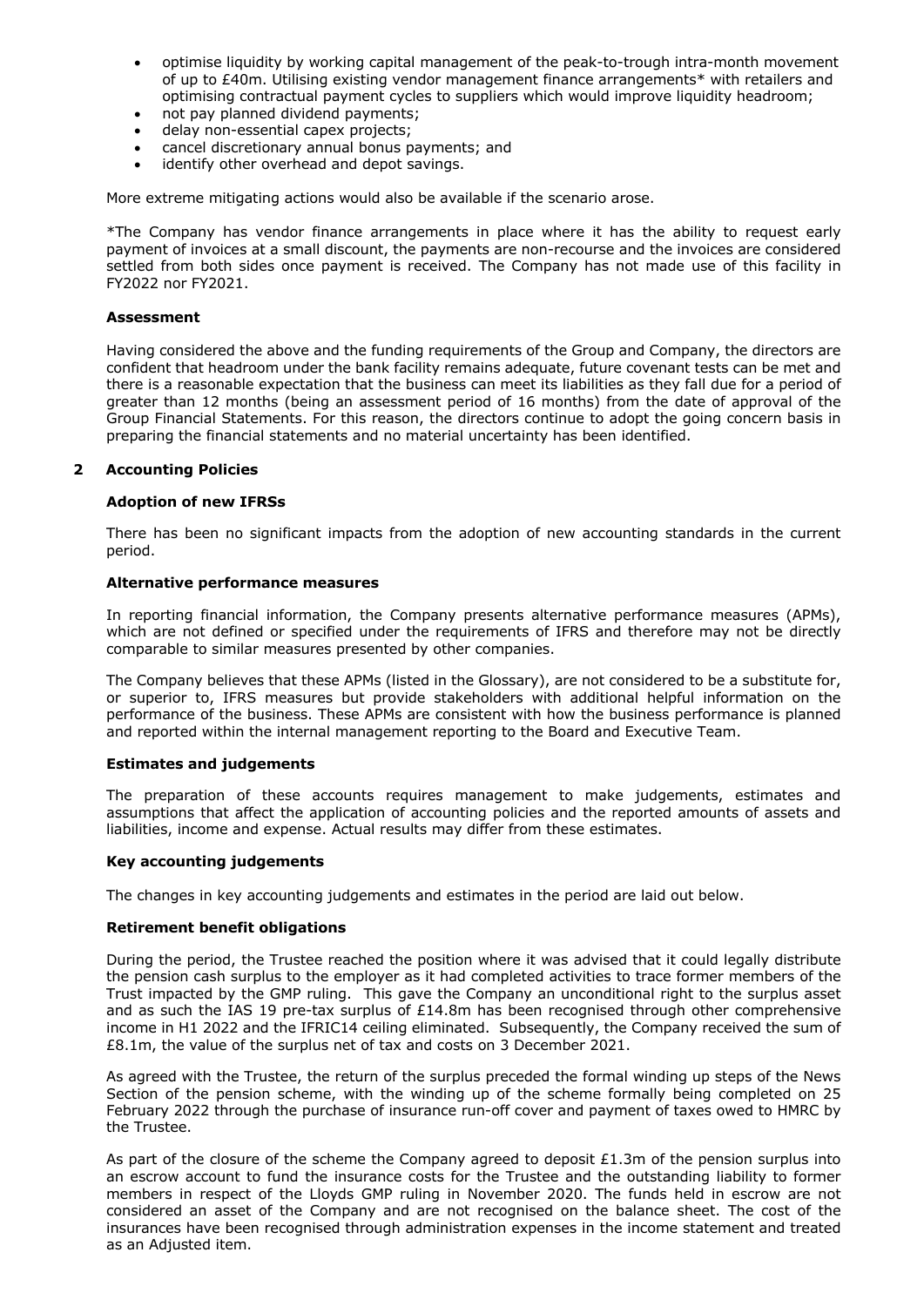- optimise liquidity by working capital management of the peak-to-trough intra-month movement of up to £40m. Utilising existing vendor management finance arrangements* with retailers and optimising contractual payment cycles to suppliers which would improve liquidity headroom;
- not pay planned dividend payments;
- delay non-essential capex projects;
- cancel discretionary annual bonus payments; and
- identify other overhead and depot savings.

More extreme mitigating actions would also be available if the scenario arose.

*The Company has vendor finance arrangements in place where it has the ability to request early payment of invoices at a small discount, the payments are non-recourse and the invoices are considered settled from both sides once payment is received. The Company has not made use of this facility in FY2022 nor FY2021.

**Assessment**

Having considered the above and the funding requirements of the Group and Company, the directors are confident that headroom under the bank facility remains adequate, future covenant tests can be met and there is a reasonable expectation that the business can meet its liabilities as they fall due for a period of greater than 12 months (being an assessment period of 16 months) from the date of approval of the Group Financial Statements. For this reason, the directors continue to adopt the going concern basis in preparing the financial statements and no material uncertainty has been identified.

## 2 Accounting Policies

**Adoption of new IFRSs**

There has been no significant impacts from the adoption of new accounting standards in the current period.

**Alternative performance measures**

In reporting financial information, the Company presents alternative performance measures (APMs), which are not defined or specified under the requirements of IFRS and therefore may not be directly comparable to similar measures presented by other companies.

The Company believes that these APMs (listed in the Glossary), are not considered to be a substitute for, or superior to, IFRS measures but provide stakeholders with additional helpful information on the performance of the business. These APMs are consistent with how the business performance is planned and reported within the internal management reporting to the Board and Executive Team.

**Estimates and judgements**

The preparation of these accounts requires management to make judgements, estimates and assumptions that affect the application of accounting policies and the reported amounts of assets and liabilities, income and expense. Actual results may differ from these estimates.

**Key accounting judgements**

The changes in key accounting judgements and estimates in the period are laid out below.

**Retirement benefit obligations**

During the period, the Trustee reached the position where it was advised that it could legally distribute the pension cash surplus to the employer as it had completed activities to trace former members of the Trust impacted by the GMP ruling. This gave the Company an unconditional right to the surplus asset and as such the IAS 19 pre-tax surplus of £14.8m has been recognised through other comprehensive income in H1 2022 and the IFRIC14 ceiling eliminated. Subsequently, the Company received the sum of £8.1m, the value of the surplus net of tax and costs on 3 December 2021.

As agreed with the Trustee, the return of the surplus preceded the formal winding up steps of the News Section of the pension scheme, with the winding up of the scheme formally being completed on 25 February 2022 through the purchase of insurance run-off cover and payment of taxes owed to HMRC by the Trustee.

As part of the closure of the scheme the Company agreed to deposit £1.3m of the pension surplus into an escrow account to fund the insurance costs for the Trustee and the outstanding liability to former members in respect of the Lloyds GMP ruling in November 2020. The funds held in escrow are not considered an asset of the Company and are not recognised on the balance sheet. The cost of the insurances have been recognised through administration expenses in the income statement and treated as an Adjusted item.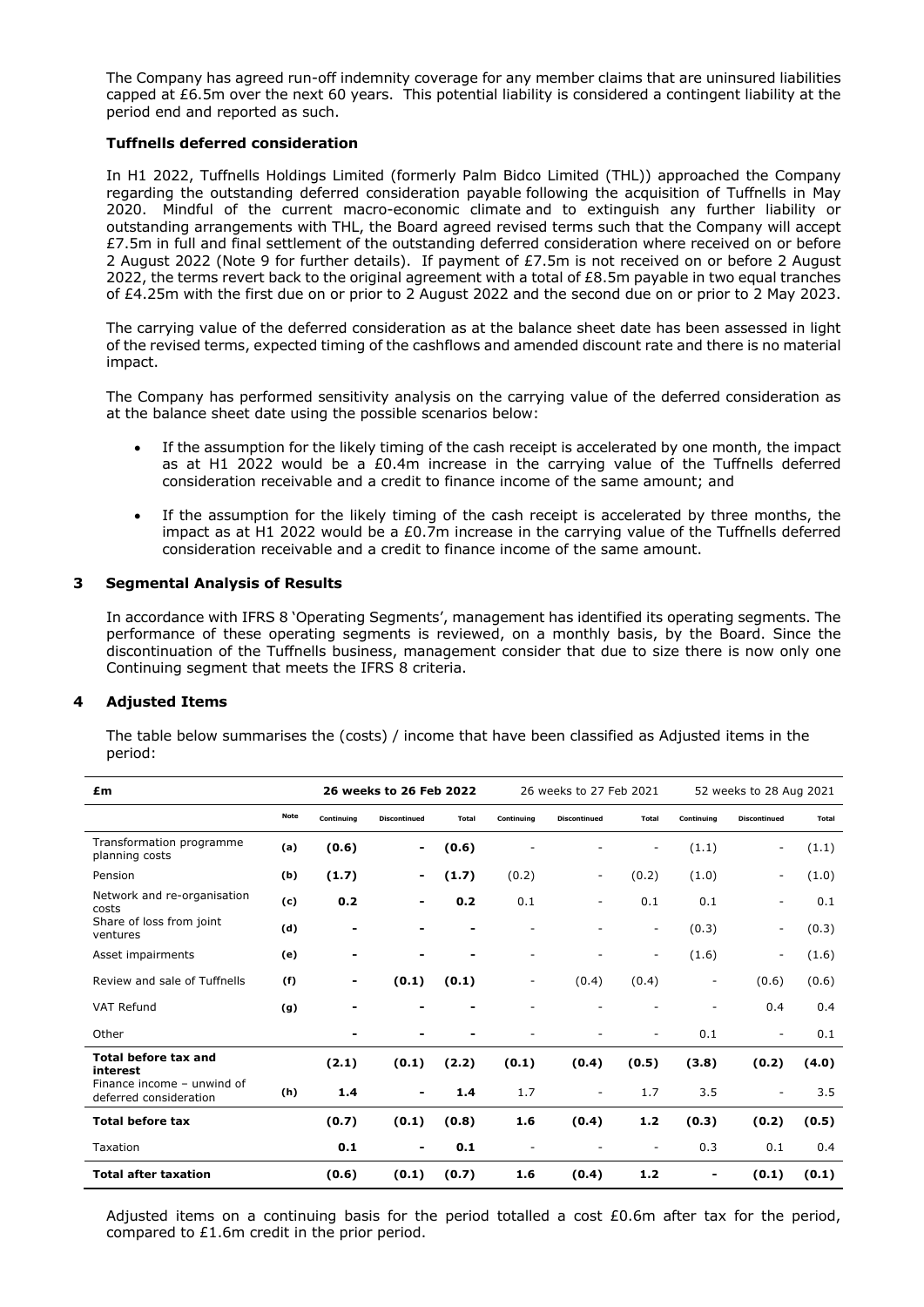The Company has agreed run-off indemnity coverage for any member claims that are uninsured liabilities capped at £6.5m over the next 60 years. This potential liability is considered a contingent liability at the period end and reported as such.

**Tuffnells deferred consideration**

In H1 2022, Tuffnells Holdings Limited (formerly Palm Bidco Limited (THL)) approached the Company regarding the outstanding deferred consideration payable following the acquisition of Tuffnells in May 2020. Mindful of the current macro-economic climate and to extinguish any further liability or outstanding arrangements with THL, the Board agreed revised terms such that the Company will accept £7.5m in full and final settlement of the outstanding deferred consideration where received on or before 2 August 2022 (Note 9 for further details). If payment of £7.5m is not received on or before 2 August 2022, the terms revert back to the original agreement with a total of £8.5m payable in two equal tranches of £4.25m with the first due on or prior to 2 August 2022 and the second due on or prior to 2 May 2023.

The carrying value of the deferred consideration as at the balance sheet date has been assessed in light of the revised terms, expected timing of the cashflows and amended discount rate and there is no material impact.

The Company has performed sensitivity analysis on the carrying value of the deferred consideration as at the balance sheet date using the possible scenarios below:

- If the assumption for the likely timing of the cash receipt is accelerated by one month, the impact as at H1 2022 would be a £0.4m increase in the carrying value of the Tuffnells deferred consideration receivable and a credit to finance income of the same amount; and
- If the assumption for the likely timing of the cash receipt is accelerated by three months, the impact as at H1 2022 would be a £0.7m increase in the carrying value of the Tuffnells deferred consideration receivable and a credit to finance income of the same amount.

## 3 Segmental Analysis of Results

In accordance with IFRS 8 'Operating Segments', management has identified its operating segments. The performance of these operating segments is reviewed, on a monthly basis, by the Board. Since the discontinuation of the Tuffnells business, management consider that due to size there is now only one Continuing segment that meets the IFRS 8 criteria.

## 4 Adjusted Items

The table below summarises the (costs) / income that have been classified as Adjusted items in the period:

| £m | | **26 weeks to 26 Feb 2022** | | | 26 weeks to 27 Feb 2021 | | | 52 weeks to 28 Aug 2021 | | |
|---|---|---|---|---|---|---|---|---|---|---|
| | Note | Continuing | Discontinued | Total | Continuing | Discontinued | Total | Continuing | Discontinued | Total |
| Transformation programme planning costs | (a) | **(0.6)** | **-** | **(0.6)** | - | - | - | (1.1) | - | (1.1) |
| Pension | (b) | **(1.7)** | **-** | **(1.7)** | (0.2) | - | (0.2) | (1.0) | - | (1.0) |
| Network and re-organisation costs | (c) | **0.2** | **-** | **0.2** | 0.1 | - | 0.1 | 0.1 | - | 0.1 |
| Share of loss from joint ventures | (d) | **-** | **-** | **-** | - | - | - | (0.3) | - | (0.3) |
| Asset impairments | (e) | **-** | **-** | **-** | - | - | - | (1.6) | - | (1.6) |
| Review and sale of Tuffnells | (f) | **-** | **(0.1)** | **(0.1)** | - | (0.4) | (0.4) | - | (0.6) | (0.6) |
| VAT Refund | (g) | **-** | **-** | **-** | - | - | - | - | 0.4 | 0.4 |
| Other | | **-** | **-** | **-** | - | - | - | 0.1 | - | 0.1 |
| **Total before tax and interest** | | **(2.1)** | **(0.1)** | **(2.2)** | **(0.1)** | **(0.4)** | **(0.5)** | **(3.8)** | **(0.2)** | **(4.0)** |
| Finance income – unwind of deferred consideration | (h) | **1.4** | **-** | **1.4** | 1.7 | - | 1.7 | 3.5 | - | 3.5 |
| **Total before tax** | | **(0.7)** | **(0.1)** | **(0.8)** | **1.6** | **(0.4)** | **1.2** | **(0.3)** | **(0.2)** | **(0.5)** |
| Taxation | | **0.1** | **-** | **0.1** | - | - | - | 0.3 | 0.1 | 0.4 |
| **Total after taxation** | | **(0.6)** | **(0.1)** | **(0.7)** | **1.6** | **(0.4)** | **1.2** | **-** | **(0.1)** | **(0.1)** |

Adjusted items on a continuing basis for the period totalled a cost £0.6m after tax for the period, compared to £1.6m credit in the prior period.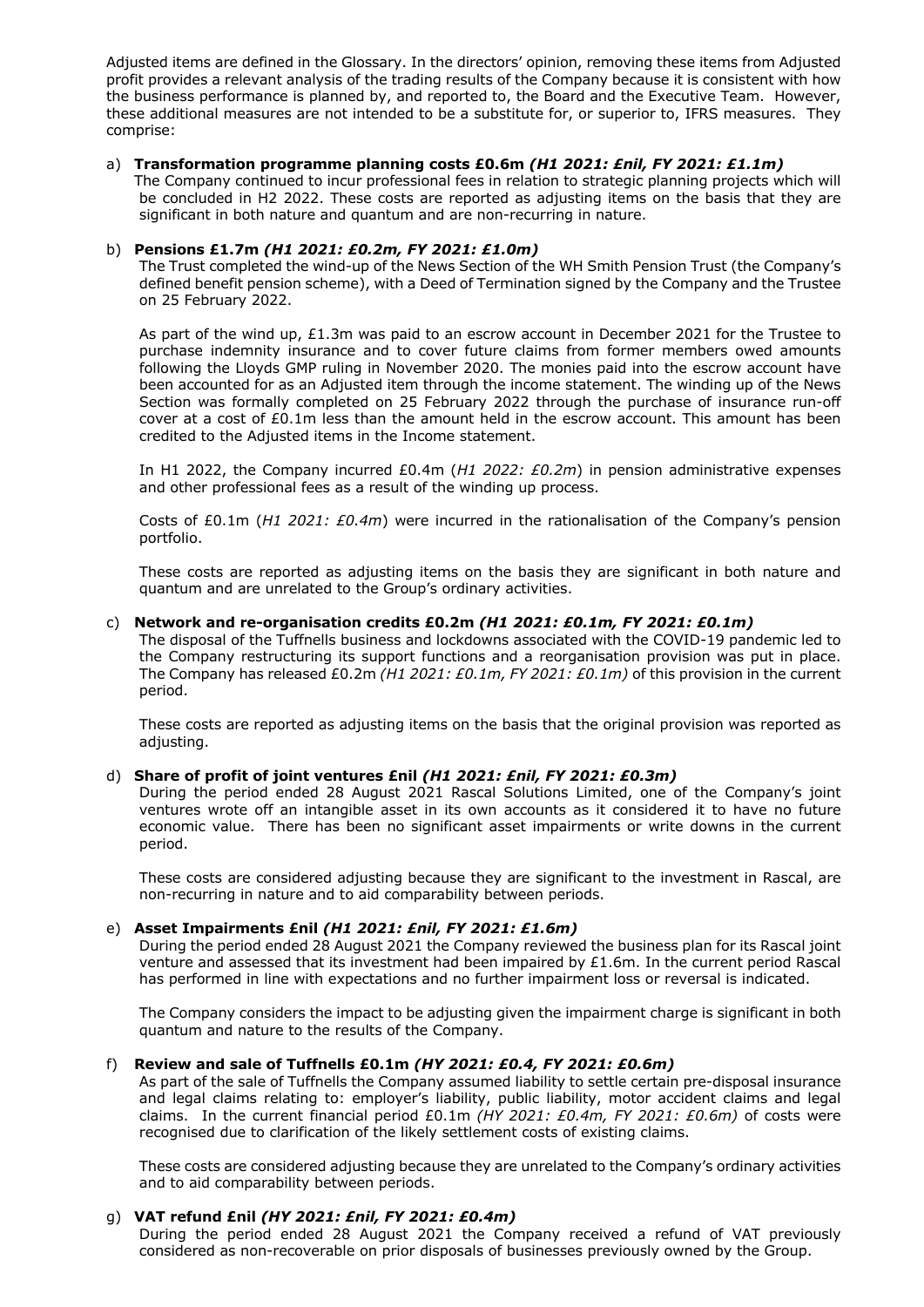Adjusted items are defined in the Glossary. In the directors' opinion, removing these items from Adjusted profit provides a relevant analysis of the trading results of the Company because it is consistent with how the business performance is planned by, and reported to, the Board and the Executive Team. However, these additional measures are not intended to be a substitute for, or superior to, IFRS measures. They comprise:

a) **Transformation programme planning costs £0.6m *(H1 2021: £nil, FY 2021: £1.1m)***

The Company continued to incur professional fees in relation to strategic planning projects which will be concluded in H2 2022. These costs are reported as adjusting items on the basis that they are significant in both nature and quantum and are non-recurring in nature.

b) **Pensions £1.7m *(H1 2021: £0.2m, FY 2021: £1.0m)***

The Trust completed the wind-up of the News Section of the WH Smith Pension Trust (the Company's defined benefit pension scheme), with a Deed of Termination signed by the Company and the Trustee on 25 February 2022.

As part of the wind up, £1.3m was paid to an escrow account in December 2021 for the Trustee to purchase indemnity insurance and to cover future claims from former members owed amounts following the Lloyds GMP ruling in November 2020. The monies paid into the escrow account have been accounted for as an Adjusted item through the income statement. The winding up of the News Section was formally completed on 25 February 2022 through the purchase of insurance run-off cover at a cost of £0.1m less than the amount held in the escrow account. This amount has been credited to the Adjusted items in the Income statement.

In H1 2022, the Company incurred £0.4m (*H1 2022: £0.2m*) in pension administrative expenses and other professional fees as a result of the winding up process.

Costs of £0.1m (*H1 2021: £0.4m*) were incurred in the rationalisation of the Company's pension portfolio.

These costs are reported as adjusting items on the basis they are significant in both nature and quantum and are unrelated to the Group's ordinary activities.

c) **Network and re-organisation credits £0.2m *(H1 2021: £0.1m, FY 2021: £0.1m)***

The disposal of the Tuffnells business and lockdowns associated with the COVID-19 pandemic led to the Company restructuring its support functions and a reorganisation provision was put in place. The Company has released £0.2m *(H1 2021: £0.1m, FY 2021: £0.1m)* of this provision in the current period.

These costs are reported as adjusting items on the basis that the original provision was reported as adjusting.

d) **Share of profit of joint ventures £nil *(H1 2021: £nil, FY 2021: £0.3m)***

During the period ended 28 August 2021 Rascal Solutions Limited, one of the Company's joint ventures wrote off an intangible asset in its own accounts as it considered it to have no future economic value. There has been no significant asset impairments or write downs in the current period.

These costs are considered adjusting because they are significant to the investment in Rascal, are non-recurring in nature and to aid comparability between periods.

e) **Asset Impairments £nil *(H1 2021: £nil, FY 2021: £1.6m)***

During the period ended 28 August 2021 the Company reviewed the business plan for its Rascal joint venture and assessed that its investment had been impaired by £1.6m. In the current period Rascal has performed in line with expectations and no further impairment loss or reversal is indicated.

The Company considers the impact to be adjusting given the impairment charge is significant in both quantum and nature to the results of the Company.

f) **Review and sale of Tuffnells £0.1m *(HY 2021: £0.4, FY 2021: £0.6m)***

As part of the sale of Tuffnells the Company assumed liability to settle certain pre-disposal insurance and legal claims relating to: employer's liability, public liability, motor accident claims and legal claims. In the current financial period £0.1m *(HY 2021: £0.4m, FY 2021: £0.6m)* of costs were recognised due to clarification of the likely settlement costs of existing claims.

These costs are considered adjusting because they are unrelated to the Company's ordinary activities and to aid comparability between periods.

g) **VAT refund £nil *(HY 2021: £nil, FY 2021: £0.4m)***

During the period ended 28 August 2021 the Company received a refund of VAT previously considered as non-recoverable on prior disposals of businesses previously owned by the Group.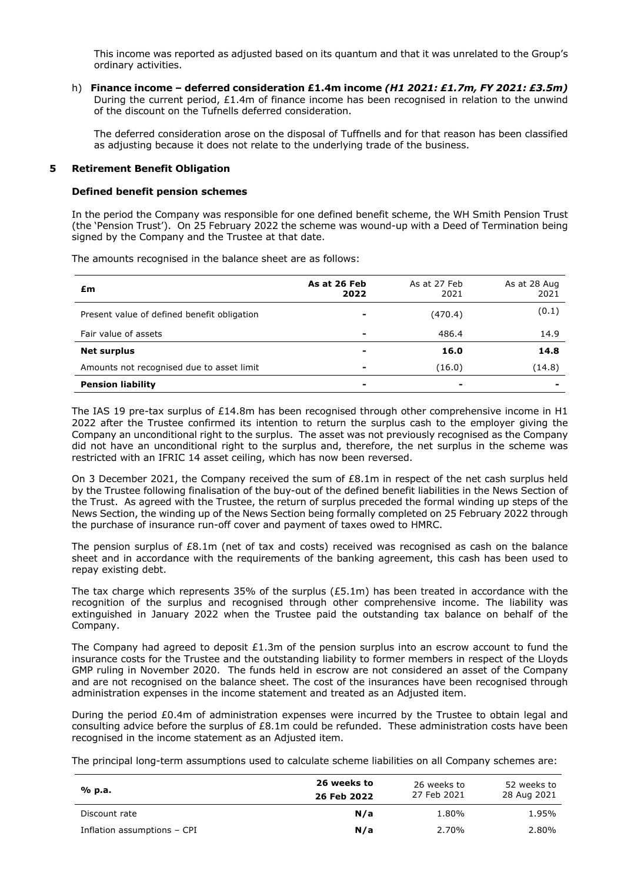This income was reported as adjusted based on its quantum and that it was unrelated to the Group's ordinary activities.

h) **Finance income – deferred consideration £1.4m income *(H1 2021: £1.7m, FY 2021: £3.5m)***
During the current period, £1.4m of finance income has been recognised in relation to the unwind of the discount on the Tufnells deferred consideration.

The deferred consideration arose on the disposal of Tuffnells and for that reason has been classified as adjusting because it does not relate to the underlying trade of the business.

## 5 Retirement Benefit Obligation

### Defined benefit pension schemes

In the period the Company was responsible for one defined benefit scheme, the WH Smith Pension Trust (the 'Pension Trust'). On 25 February 2022 the scheme was wound-up with a Deed of Termination being signed by the Company and the Trustee at that date.

The amounts recognised in the balance sheet are as follows:

| £m | As at 26 Feb 2022 | As at 27 Feb 2021 | As at 28 Aug 2021 |
|---|---|---|---|
| Present value of defined benefit obligation | - | (470.4) | (0.1) |
| Fair value of assets | - | 486.4 | 14.9 |
| **Net surplus** | - | **16.0** | **14.8** |
| Amounts not recognised due to asset limit | - | (16.0) | (14.8) |
| **Pension liability** | - | - | - |

The IAS 19 pre-tax surplus of £14.8m has been recognised through other comprehensive income in H1 2022 after the Trustee confirmed its intention to return the surplus cash to the employer giving the Company an unconditional right to the surplus. The asset was not previously recognised as the Company did not have an unconditional right to the surplus and, therefore, the net surplus in the scheme was restricted with an IFRIC 14 asset ceiling, which has now been reversed.

On 3 December 2021, the Company received the sum of £8.1m in respect of the net cash surplus held by the Trustee following finalisation of the buy-out of the defined benefit liabilities in the News Section of the Trust. As agreed with the Trustee, the return of surplus preceded the formal winding up steps of the News Section, the winding up of the News Section being formally completed on 25 February 2022 through the purchase of insurance run-off cover and payment of taxes owed to HMRC.

The pension surplus of £8.1m (net of tax and costs) received was recognised as cash on the balance sheet and in accordance with the requirements of the banking agreement, this cash has been used to repay existing debt.

The tax charge which represents 35% of the surplus (£5.1m) has been treated in accordance with the recognition of the surplus and recognised through other comprehensive income. The liability was extinguished in January 2022 when the Trustee paid the outstanding tax balance on behalf of the Company.

The Company had agreed to deposit £1.3m of the pension surplus into an escrow account to fund the insurance costs for the Trustee and the outstanding liability to former members in respect of the Lloyds GMP ruling in November 2020. The funds held in escrow are not considered an asset of the Company and are not recognised on the balance sheet. The cost of the insurances have been recognised through administration expenses in the income statement and treated as an Adjusted item.

During the period £0.4m of administration expenses were incurred by the Trustee to obtain legal and consulting advice before the surplus of £8.1m could be refunded. These administration costs have been recognised in the income statement as an Adjusted item.

The principal long-term assumptions used to calculate scheme liabilities on all Company schemes are:

| % p.a. | 26 weeks to 26 Feb 2022 | 26 weeks to 27 Feb 2021 | 52 weeks to 28 Aug 2021 |
|---|---|---|---|
| Discount rate | **N/a** | 1.80% | 1.95% |
| Inflation assumptions – CPI | **N/a** | 2.70% | 2.80% |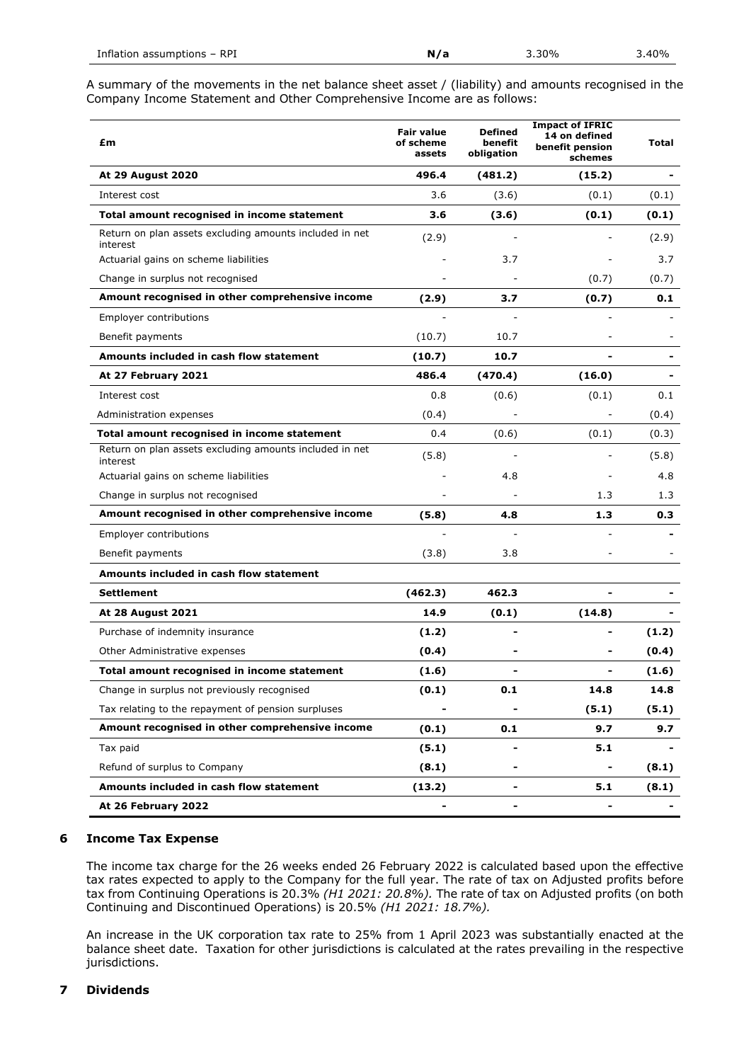| Inflation assumptions – RPI | **N/a** | 3.30% | 3.40% |
|---|---|---|---|

A summary of the movements in the net balance sheet asset / (liability) and amounts recognised in the Company Income Statement and Other Comprehensive Income are as follows:

| £m | Fair value of scheme assets | Defined benefit obligation | Impact of IFRIC 14 on defined benefit pension schemes | Total |
|---|---|---|---|---|
| **At 29 August 2020** | **496.4** | **(481.2)** | **(15.2)** | **-** |
| Interest cost | 3.6 | (3.6) | (0.1) | (0.1) |
| **Total amount recognised in income statement** | **3.6** | **(3.6)** | **(0.1)** | **(0.1)** |
| Return on plan assets excluding amounts included in net interest | (2.9) | - | - | (2.9) |
| Actuarial gains on scheme liabilities | - | 3.7 | - | 3.7 |
| Change in surplus not recognised | - | - | (0.7) | (0.7) |
| **Amount recognised in other comprehensive income** | **(2.9)** | **3.7** | **(0.7)** | **0.1** |
| Employer contributions | - | - | - | - |
| Benefit payments | (10.7) | 10.7 | - | - |
| **Amounts included in cash flow statement** | **(10.7)** | **10.7** | **-** | **-** |
| **At 27 February 2021** | **486.4** | **(470.4)** | **(16.0)** | **-** |
| Interest cost | 0.8 | (0.6) | (0.1) | 0.1 |
| Administration expenses | (0.4) | - | - | (0.4) |
| **Total amount recognised in income statement** | 0.4 | (0.6) | (0.1) | (0.3) |
| Return on plan assets excluding amounts included in net interest | (5.8) | - | - | (5.8) |
| Actuarial gains on scheme liabilities | - | 4.8 | - | 4.8 |
| Change in surplus not recognised | - | - | 1.3 | 1.3 |
| **Amount recognised in other comprehensive income** | **(5.8)** | **4.8** | **1.3** | **0.3** |
| Employer contributions | - | - | - | **-** |
| Benefit payments | (3.8) | 3.8 | - | - |
| **Amounts included in cash flow statement** | | | | |
| **Settlement** | **(462.3)** | **462.3** | **-** | **-** |
| **At 28 August 2021** | **14.9** | **(0.1)** | **(14.8)** | **-** |
| Purchase of indemnity insurance | **(1.2)** | **-** | **-** | **(1.2)** |
| Other Administrative expenses | **(0.4)** | **-** | **-** | **(0.4)** |
| **Total amount recognised in income statement** | **(1.6)** | **-** | **-** | **(1.6)** |
| Change in surplus not previously recognised | **(0.1)** | **0.1** | **14.8** | **14.8** |
| Tax relating to the repayment of pension surpluses | **-** | **-** | **(5.1)** | **(5.1)** |
| **Amount recognised in other comprehensive income** | **(0.1)** | **0.1** | **9.7** | **9.7** |
| Tax paid | **(5.1)** | **-** | **5.1** | **-** |
| Refund of surplus to Company | **(8.1)** | **-** | **-** | **(8.1)** |
| **Amounts included in cash flow statement** | **(13.2)** | **-** | **5.1** | **(8.1)** |
| **At 26 February 2022** | **-** | **-** | **-** | **-** |

## 6 Income Tax Expense

The income tax charge for the 26 weeks ended 26 February 2022 is calculated based upon the effective tax rates expected to apply to the Company for the full year. The rate of tax on Adjusted profits before tax from Continuing Operations is 20.3% *(H1 2021: 20.8%).* The rate of tax on Adjusted profits (on both Continuing and Discontinued Operations) is 20.5% *(H1 2021: 18.7%).*

An increase in the UK corporation tax rate to 25% from 1 April 2023 was substantially enacted at the balance sheet date. Taxation for other jurisdictions is calculated at the rates prevailing in the respective jurisdictions.

## 7 Dividends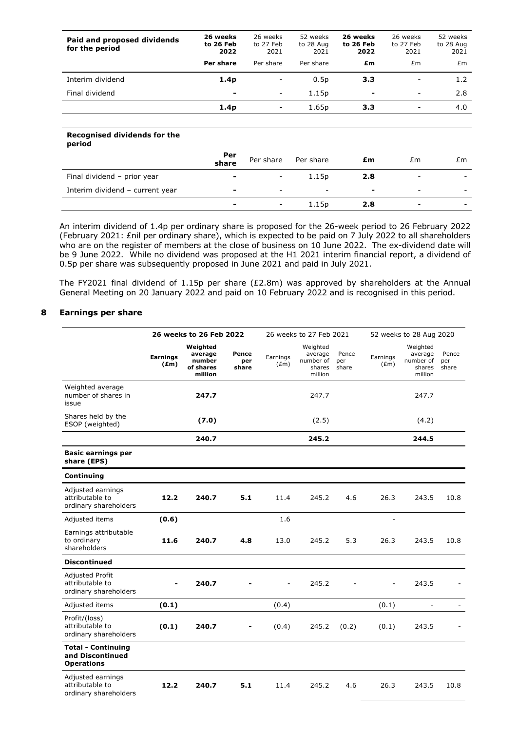| Paid and proposed dividends for the period | 26 weeks to 26 Feb 2022 | 26 weeks to 27 Feb 2021 | 52 weeks to 28 Aug 2021 | 26 weeks to 26 Feb 2022 | 26 weeks to 27 Feb 2021 | 52 weeks to 28 Aug 2021 |
|---|---|---|---|---|---|---|
| | **Per share** | Per share | Per share | **£m** | £m | £m |
| Interim dividend | **1.4p** | - | 0.5p | **3.3** | - | 1.2 |
| Final dividend | **-** | - | 1.15p | **-** | - | 2.8 |
| | **1.4p** | - | 1.65p | **3.3** | - | 4.0 |

| Recognised dividends for the period | | | | | | |
|---|---|---|---|---|---|---|
| | **Per share** | Per share | Per share | **£m** | £m | £m |
| Final dividend – prior year | **-** | - | 1.15p | **2.8** | - | - |
| Interim dividend – current year | **-** | - | - | **-** | - | - |
| | **-** | - | 1.15p | **2.8** | - | - |

An interim dividend of 1.4p per ordinary share is proposed for the 26-week period to 26 February 2022 (February 2021: £nil per ordinary share), which is expected to be paid on 7 July 2022 to all shareholders who are on the register of members at the close of business on 10 June 2022. The ex-dividend date will be 9 June 2022. While no dividend was proposed at the H1 2021 interim financial report, a dividend of 0.5p per share was subsequently proposed in June 2021 and paid in July 2021.

The FY2021 final dividend of 1.15p per share (£2.8m) was approved by shareholders at the Annual General Meeting on 20 January 2022 and paid on 10 February 2022 and is recognised in this period.

## 8 Earnings per share

| | 26 weeks to 26 Feb 2022 | | | 26 weeks to 27 Feb 2021 | | | 52 weeks to 28 Aug 2020 | | |
|---|---|---|---|---|---|---|---|---|---|
| | **Earnings (£m)** | **Weighted average number of shares million** | **Pence per share** | Earnings (£m) | Weighted average number of shares million | Pence per share | Earnings (£m) | Weighted average number of shares million | Pence per share |
| Weighted average number of shares in issue | | **247.7** | | | 247.7 | | | 247.7 | |
| Shares held by the ESOP (weighted) | | **(7.0)** | | | (2.5) | | | (4.2) | |
| | | **240.7** | | | **245.2** | | | **244.5** | |
| **Basic earnings per share (EPS)** | | | | | | | | | |
| **Continuing** | | | | | | | | | |
| Adjusted earnings attributable to ordinary shareholders | **12.2** | **240.7** | **5.1** | 11.4 | 245.2 | 4.6 | 26.3 | 243.5 | 10.8 |
| Adjusted items | **(0.6)** | | | 1.6 | | | - | | |
| Earnings attributable to ordinary shareholders | **11.6** | **240.7** | **4.8** | 13.0 | 245.2 | 5.3 | 26.3 | 243.5 | 10.8 |
| **Discontinued** | | | | | | | | | |
| Adjusted Profit attributable to ordinary shareholders | **-** | **240.7** | **-** | - | 245.2 | - | - | 243.5 | - |
| Adjusted items | **(0.1)** | | | (0.4) | | | (0.1) | - | - |
| Profit/(loss) attributable to ordinary shareholders | **(0.1)** | **240.7** | **-** | (0.4) | 245.2 | (0.2) | (0.1) | 243.5 | - |
| **Total - Continuing and Discontinued Operations** | | | | | | | | | |
| Adjusted earnings attributable to ordinary shareholders | **12.2** | **240.7** | **5.1** | 11.4 | 245.2 | 4.6 | 26.3 | 243.5 | 10.8 |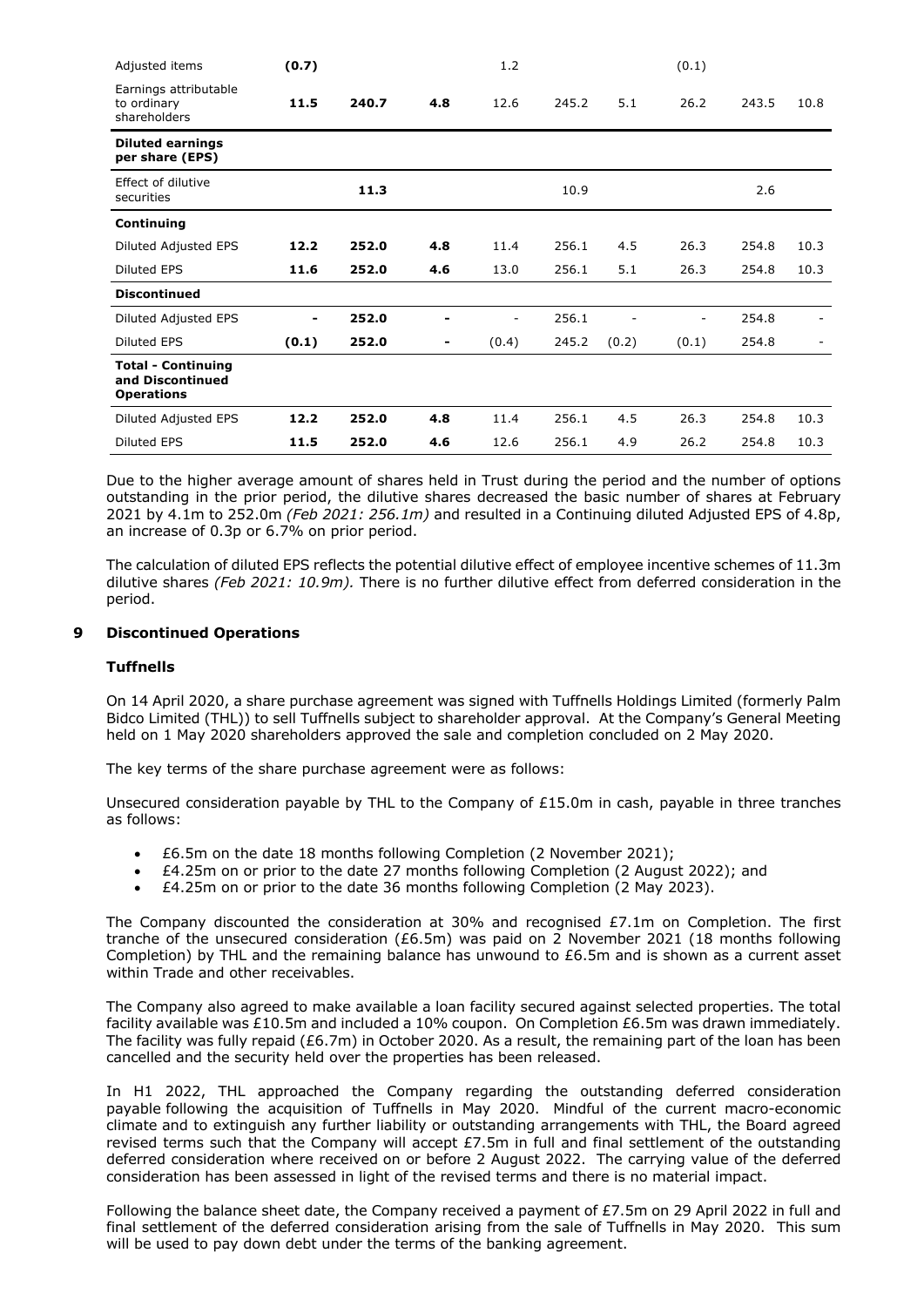| | | | | | | | | | |
|---|---|---|---|---|---|---|---|---|---|
| Adjusted items | **(0.7)** | | | 1.2 | | | (0.1) | | |
| Earnings attributable to ordinary shareholders | **11.5** | **240.7** | **4.8** | 12.6 | 245.2 | 5.1 | 26.2 | 243.5 | 10.8 |
| **Diluted earnings per share (EPS)** | | | | | | | | | |
| Effect of dilutive securities | | **11.3** | | | 10.9 | | | 2.6 | |
| **Continuing** | | | | | | | | | |
| Diluted Adjusted EPS | **12.2** | **252.0** | **4.8** | 11.4 | 256.1 | 4.5 | 26.3 | 254.8 | 10.3 |
| Diluted EPS | **11.6** | **252.0** | **4.6** | 13.0 | 256.1 | 5.1 | 26.3 | 254.8 | 10.3 |
| **Discontinued** | | | | | | | | | |
| Diluted Adjusted EPS | **-** | **252.0** | **-** | - | 256.1 | - | - | 254.8 | - |
| Diluted EPS | **(0.1)** | **252.0** | **-** | (0.4) | 245.2 | (0.2) | (0.1) | 254.8 | - |
| **Total - Continuing and Discontinued Operations** | | | | | | | | | |
| Diluted Adjusted EPS | **12.2** | **252.0** | **4.8** | 11.4 | 256.1 | 4.5 | 26.3 | 254.8 | 10.3 |
| Diluted EPS | **11.5** | **252.0** | **4.6** | 12.6 | 256.1 | 4.9 | 26.2 | 254.8 | 10.3 |

Due to the higher average amount of shares held in Trust during the period and the number of options outstanding in the prior period, the dilutive shares decreased the basic number of shares at February 2021 by 4.1m to 252.0m *(Feb 2021: 256.1m)* and resulted in a Continuing diluted Adjusted EPS of 4.8p, an increase of 0.3p or 6.7% on prior period.

The calculation of diluted EPS reflects the potential dilutive effect of employee incentive schemes of 11.3m dilutive shares *(Feb 2021: 10.9m).* There is no further dilutive effect from deferred consideration in the period.

## 9 Discontinued Operations

### Tuffnells

On 14 April 2020, a share purchase agreement was signed with Tuffnells Holdings Limited (formerly Palm Bidco Limited (THL)) to sell Tuffnells subject to shareholder approval. At the Company's General Meeting held on 1 May 2020 shareholders approved the sale and completion concluded on 2 May 2020.

The key terms of the share purchase agreement were as follows:

Unsecured consideration payable by THL to the Company of £15.0m in cash, payable in three tranches as follows:

- £6.5m on the date 18 months following Completion (2 November 2021);
- £4.25m on or prior to the date 27 months following Completion (2 August 2022); and
- £4.25m on or prior to the date 36 months following Completion (2 May 2023).

The Company discounted the consideration at 30% and recognised £7.1m on Completion. The first tranche of the unsecured consideration (£6.5m) was paid on 2 November 2021 (18 months following Completion) by THL and the remaining balance has unwound to £6.5m and is shown as a current asset within Trade and other receivables.

The Company also agreed to make available a loan facility secured against selected properties. The total facility available was £10.5m and included a 10% coupon. On Completion £6.5m was drawn immediately. The facility was fully repaid (£6.7m) in October 2020. As a result, the remaining part of the loan has been cancelled and the security held over the properties has been released.

In H1 2022, THL approached the Company regarding the outstanding deferred consideration payable following the acquisition of Tuffnells in May 2020. Mindful of the current macro-economic climate and to extinguish any further liability or outstanding arrangements with THL, the Board agreed revised terms such that the Company will accept £7.5m in full and final settlement of the outstanding deferred consideration where received on or before 2 August 2022. The carrying value of the deferred consideration has been assessed in light of the revised terms and there is no material impact.

Following the balance sheet date, the Company received a payment of £7.5m on 29 April 2022 in full and final settlement of the deferred consideration arising from the sale of Tuffnells in May 2020. This sum will be used to pay down debt under the terms of the banking agreement.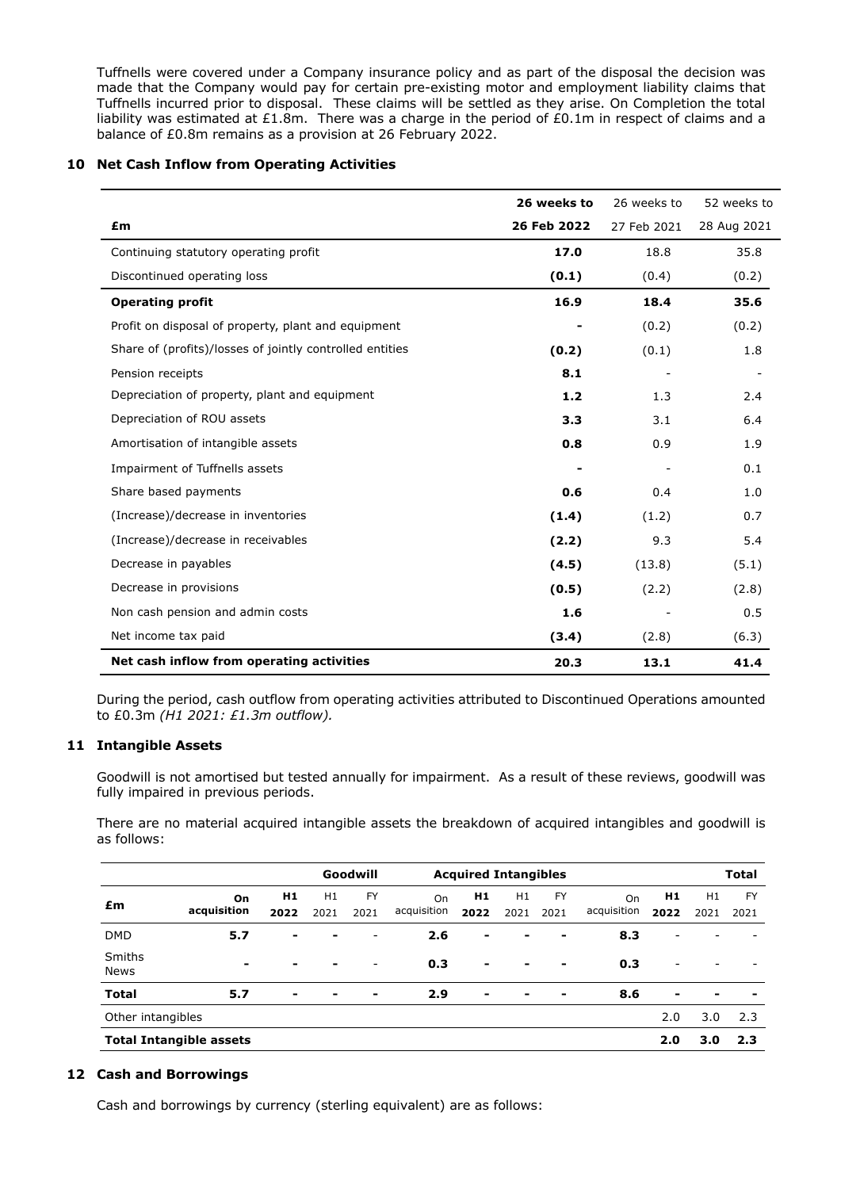Tuffnells were covered under a Company insurance policy and as part of the disposal the decision was made that the Company would pay for certain pre-existing motor and employment liability claims that Tuffnells incurred prior to disposal. These claims will be settled as they arise. On Completion the total liability was estimated at £1.8m. There was a charge in the period of £0.1m in respect of claims and a balance of £0.8m remains as a provision at 26 February 2022.

## 10 Net Cash Inflow from Operating Activities

| £m | **26 weeks to 26 Feb 2022** | 26 weeks to 27 Feb 2021 | 52 weeks to 28 Aug 2021 |
|---|---|---|---|
| Continuing statutory operating profit | **17.0** | 18.8 | 35.8 |
| Discontinued operating loss | **(0.1)** | (0.4) | (0.2) |
| **Operating profit** | **16.9** | **18.4** | **35.6** |
| Profit on disposal of property, plant and equipment | **-** | (0.2) | (0.2) |
| Share of (profits)/losses of jointly controlled entities | **(0.2)** | (0.1) | 1.8 |
| Pension receipts | **8.1** | - | - |
| Depreciation of property, plant and equipment | **1.2** | 1.3 | 2.4 |
| Depreciation of ROU assets | **3.3** | 3.1 | 6.4 |
| Amortisation of intangible assets | **0.8** | 0.9 | 1.9 |
| Impairment of Tuffnells assets | **-** | - | 0.1 |
| Share based payments | **0.6** | 0.4 | 1.0 |
| (Increase)/decrease in inventories | **(1.4)** | (1.2) | 0.7 |
| (Increase)/decrease in receivables | **(2.2)** | 9.3 | 5.4 |
| Decrease in payables | **(4.5)** | (13.8) | (5.1) |
| Decrease in provisions | **(0.5)** | (2.2) | (2.8) |
| Non cash pension and admin costs | **1.6** | - | 0.5 |
| Net income tax paid | **(3.4)** | (2.8) | (6.3) |
| **Net cash inflow from operating activities** | **20.3** | **13.1** | **41.4** |

During the period, cash outflow from operating activities attributed to Discontinued Operations amounted to £0.3m *(H1 2021: £1.3m outflow).*

## 11 Intangible Assets

Goodwill is not amortised but tested annually for impairment. As a result of these reviews, goodwill was fully impaired in previous periods.

There are no material acquired intangible assets the breakdown of acquired intangibles and goodwill is as follows:

| £m | Goodwill | | | | Acquired Intangibles | | | | Total | | | |
|---|---|---|---|---|---|---|---|---|---|---|---|---|
| | **On acquisition** | **H1 2022** | H1 2021 | FY 2021 | On acquisition | **H1 2022** | H1 2021 | FY 2021 | On acquisition | **H1 2022** | H1 2021 | FY 2021 |
| DMD | **5.7** | **-** | **-** | - | **2.6** | **-** | **-** | **-** | **8.3** | - | - | - |
| Smiths News | **-** | **-** | **-** | - | **0.3** | **-** | **-** | **-** | **0.3** | - | - | - |
| **Total** | **5.7** | **-** | **-** | **-** | **2.9** | **-** | **-** | **-** | **8.6** | **-** | **-** | **-** |
| Other intangibles | | | | | | | | | | 2.0 | 3.0 | 2.3 |
| **Total Intangible assets** | | | | | | | | | | **2.0** | **3.0** | **2.3** |

## 12 Cash and Borrowings

Cash and borrowings by currency (sterling equivalent) are as follows: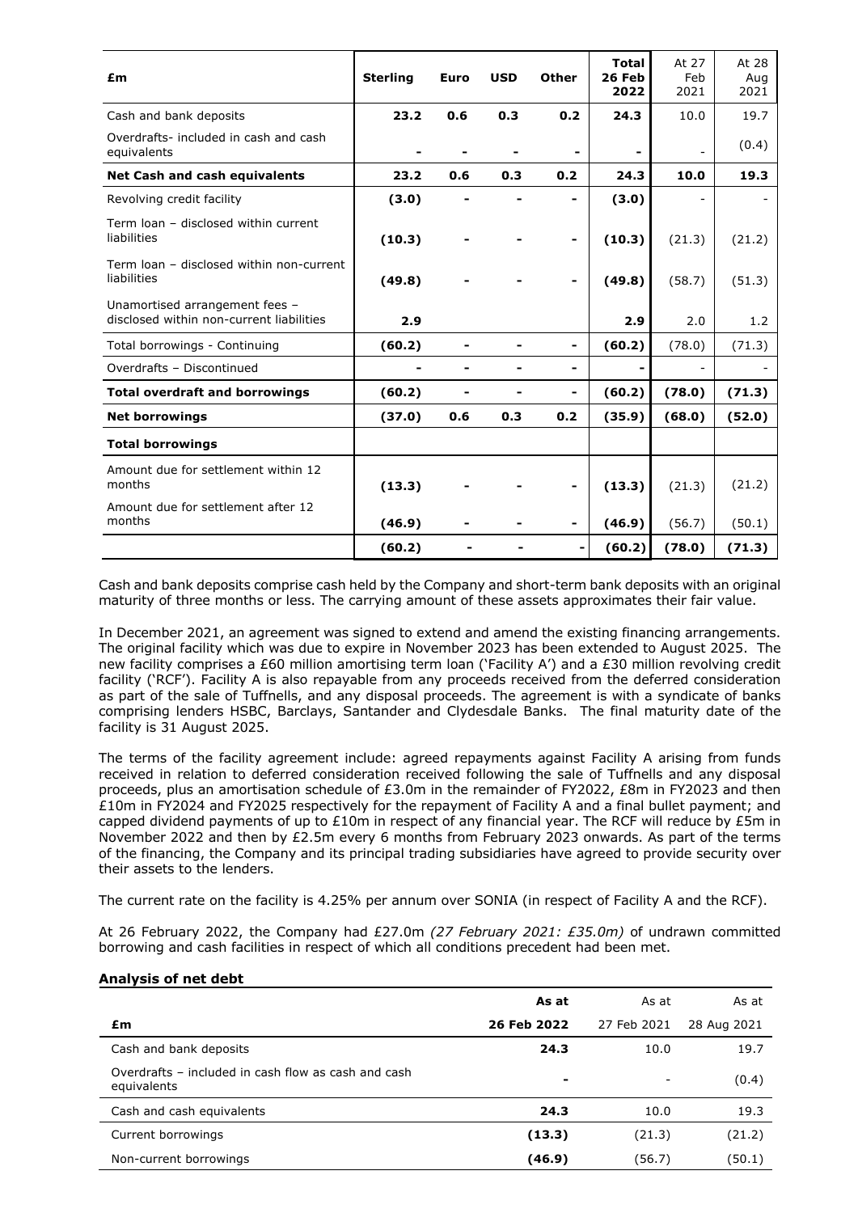| £m | Sterling | Euro | USD | Other | Total 26 Feb 2022 | At 27 Feb 2021 | At 28 Aug 2021 |
|---|---|---|---|---|---|---|---|
| Cash and bank deposits | **23.2** | **0.6** | **0.3** | **0.2** | **24.3** | 10.0 | 19.7 |
| Overdrafts- included in cash and cash equivalents | **-** | **-** | **-** | **-** | **-** | - | (0.4) |
| **Net Cash and cash equivalents** | **23.2** | **0.6** | **0.3** | **0.2** | **24.3** | **10.0** | **19.3** |
| Revolving credit facility | **(3.0)** | **-** | **-** | **-** | **(3.0)** | - | - |
| Term loan – disclosed within current liabilities | **(10.3)** | **-** | **-** | **-** | **(10.3)** | (21.3) | (21.2) |
| Term loan – disclosed within non-current liabilities | **(49.8)** | **-** | **-** | **-** | **(49.8)** | (58.7) | (51.3) |
| Unamortised arrangement fees – disclosed within non-current liabilities | **2.9** | | | | **2.9** | 2.0 | 1.2 |
| Total borrowings - Continuing | **(60.2)** | **-** | **-** | **-** | **(60.2)** | (78.0) | (71.3) |
| Overdrafts – Discontinued | **-** | **-** | **-** | **-** | **-** | - | - |
| **Total overdraft and borrowings** | **(60.2)** | **-** | **-** | **-** | **(60.2)** | **(78.0)** | **(71.3)** |
| **Net borrowings** | **(37.0)** | **0.6** | **0.3** | **0.2** | **(35.9)** | **(68.0)** | **(52.0)** |
| **Total borrowings** | | | | | | | |
| Amount due for settlement within 12 months | **(13.3)** | **-** | **-** | **-** | **(13.3)** | (21.3) | (21.2) |
| Amount due for settlement after 12 months | **(46.9)** | **-** | **-** | **-** | **(46.9)** | (56.7) | (50.1) |
| | **(60.2)** | **-** | **-** | **-** | **(60.2)** | **(78.0)** | **(71.3)** |

Cash and bank deposits comprise cash held by the Company and short-term bank deposits with an original maturity of three months or less. The carrying amount of these assets approximates their fair value.

In December 2021, an agreement was signed to extend and amend the existing financing arrangements. The original facility which was due to expire in November 2023 has been extended to August 2025. The new facility comprises a £60 million amortising term loan ('Facility A') and a £30 million revolving credit facility ('RCF'). Facility A is also repayable from any proceeds received from the deferred consideration as part of the sale of Tuffnells, and any disposal proceeds. The agreement is with a syndicate of banks comprising lenders HSBC, Barclays, Santander and Clydesdale Banks. The final maturity date of the facility is 31 August 2025.

The terms of the facility agreement include: agreed repayments against Facility A arising from funds received in relation to deferred consideration received following the sale of Tuffnells and any disposal proceeds, plus an amortisation schedule of £3.0m in the remainder of FY2022, £8m in FY2023 and then £10m in FY2024 and FY2025 respectively for the repayment of Facility A and a final bullet payment; and capped dividend payments of up to £10m in respect of any financial year. The RCF will reduce by £5m in November 2022 and then by £2.5m every 6 months from February 2023 onwards. As part of the terms of the financing, the Company and its principal trading subsidiaries have agreed to provide security over their assets to the lenders.

The current rate on the facility is 4.25% per annum over SONIA (in respect of Facility A and the RCF).

At 26 February 2022, the Company had £27.0m *(27 February 2021: £35.0m)* of undrawn committed borrowing and cash facilities in respect of which all conditions precedent had been met.

**Analysis of net debt**

| £m | As at 26 Feb 2022 | As at 27 Feb 2021 | As at 28 Aug 2021 |
|---|---|---|---|
| Cash and bank deposits | **24.3** | 10.0 | 19.7 |
| Overdrafts – included in cash flow as cash and cash equivalents | **-** | - | (0.4) |
| Cash and cash equivalents | **24.3** | 10.0 | 19.3 |
| Current borrowings | **(13.3)** | (21.3) | (21.2) |
| Non-current borrowings | **(46.9)** | (56.7) | (50.1) |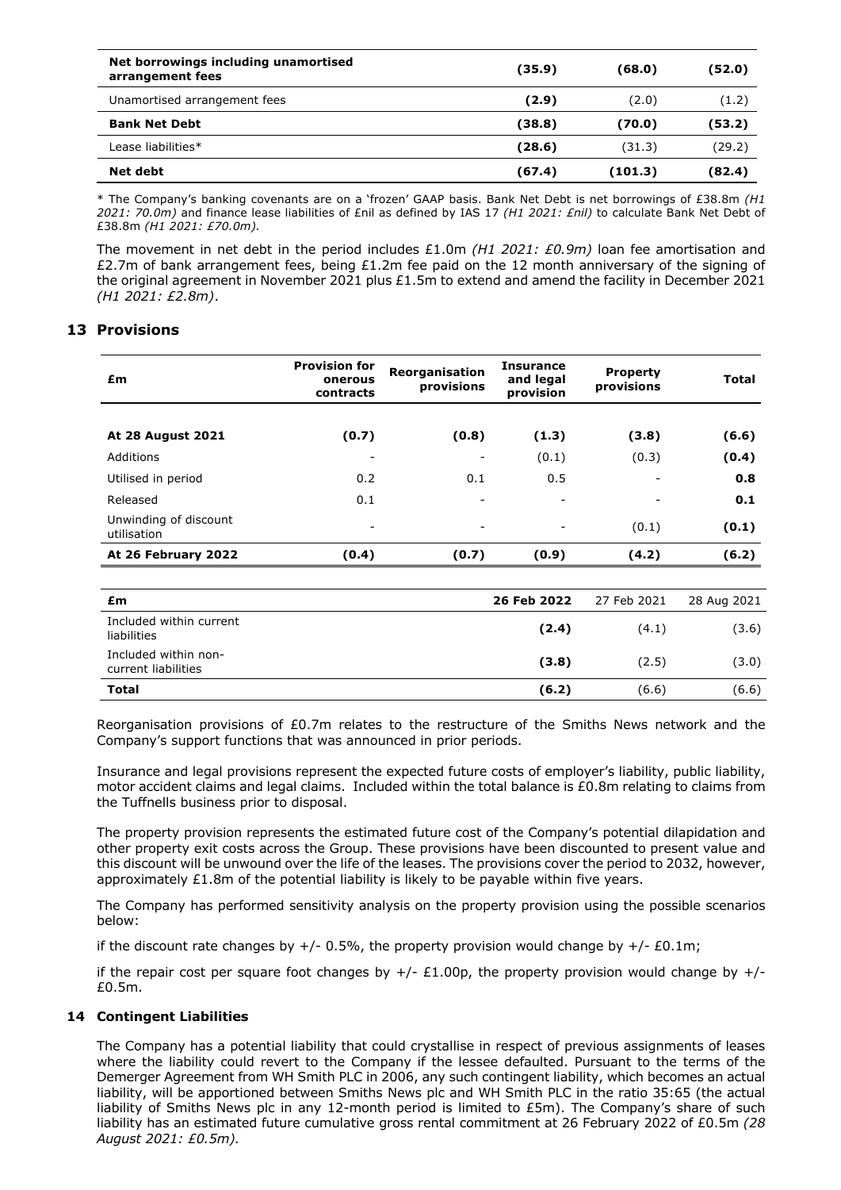| | | | |
|---|---|---|---|
| **Net borrowings including unamortised arrangement fees** | **(35.9)** | **(68.0)** | **(52.0)** |
| Unamortised arrangement fees | **(2.9)** | (2.0) | (1.2) |
| **Bank Net Debt** | **(38.8)** | **(70.0)** | **(53.2)** |
| Lease liabilities* | **(28.6)** | (31.3) | (29.2) |
| **Net debt** | **(67.4)** | **(101.3)** | **(82.4)** |

* The Company's banking covenants are on a 'frozen' GAAP basis. Bank Net Debt is net borrowings of £38.8m *(H1 2021: 70.0m)* and finance lease liabilities of £nil as defined by IAS 17 *(H1 2021: £nil)* to calculate Bank Net Debt of £38.8m *(H1 2021: £70.0m).*

The movement in net debt in the period includes £1.0m *(H1 2021: £0.9m)* loan fee amortisation and £2.7m of bank arrangement fees, being £1.2m fee paid on the 12 month anniversary of the signing of the original agreement in November 2021 plus £1.5m to extend and amend the facility in December 2021 *(H1 2021: £2.8m)*.

## 13 Provisions

| £m | Provision for onerous contracts | Reorganisation provisions | Insurance and legal provision | Property provisions | Total |
|---|---|---|---|---|---|
| **At 28 August 2021** | **(0.7)** | **(0.8)** | **(1.3)** | **(3.8)** | **(6.6)** |
| Additions | - | - | (0.1) | (0.3) | **(0.4)** |
| Utilised in period | 0.2 | 0.1 | 0.5 | - | **0.8** |
| Released | 0.1 | - | - | - | **0.1** |
| Unwinding of discount utilisation | - | - | - | (0.1) | **(0.1)** |
| **At 26 February 2022** | **(0.4)** | **(0.7)** | **(0.9)** | **(4.2)** | **(6.2)** |

| £m | 26 Feb 2022 | 27 Feb 2021 | 28 Aug 2021 |
|---|---|---|---|
| Included within current liabilities | **(2.4)** | (4.1) | (3.6) |
| Included within non-current liabilities | **(3.8)** | (2.5) | (3.0) |
| **Total** | **(6.2)** | (6.6) | (6.6) |

Reorganisation provisions of £0.7m relates to the restructure of the Smiths News network and the Company's support functions that was announced in prior periods.

Insurance and legal provisions represent the expected future costs of employer's liability, public liability, motor accident claims and legal claims. Included within the total balance is £0.8m relating to claims from the Tuffnells business prior to disposal.

The property provision represents the estimated future cost of the Company's potential dilapidation and other property exit costs across the Group. These provisions have been discounted to present value and this discount will be unwound over the life of the leases. The provisions cover the period to 2032, however, approximately £1.8m of the potential liability is likely to be payable within five years.

The Company has performed sensitivity analysis on the property provision using the possible scenarios below:

if the discount rate changes by +/- 0.5%, the property provision would change by +/- £0.1m;

if the repair cost per square foot changes by +/- £1.00p, the property provision would change by +/- £0.5m.

### 14 Contingent Liabilities

The Company has a potential liability that could crystallise in respect of previous assignments of leases where the liability could revert to the Company if the lessee defaulted. Pursuant to the terms of the Demerger Agreement from WH Smith PLC in 2006, any such contingent liability, which becomes an actual liability, will be apportioned between Smiths News plc and WH Smith PLC in the ratio 35:65 (the actual liability of Smiths News plc in any 12-month period is limited to £5m). The Company's share of such liability has an estimated future cumulative gross rental commitment at 26 February 2022 of £0.5m *(28 August 2021: £0.5m).*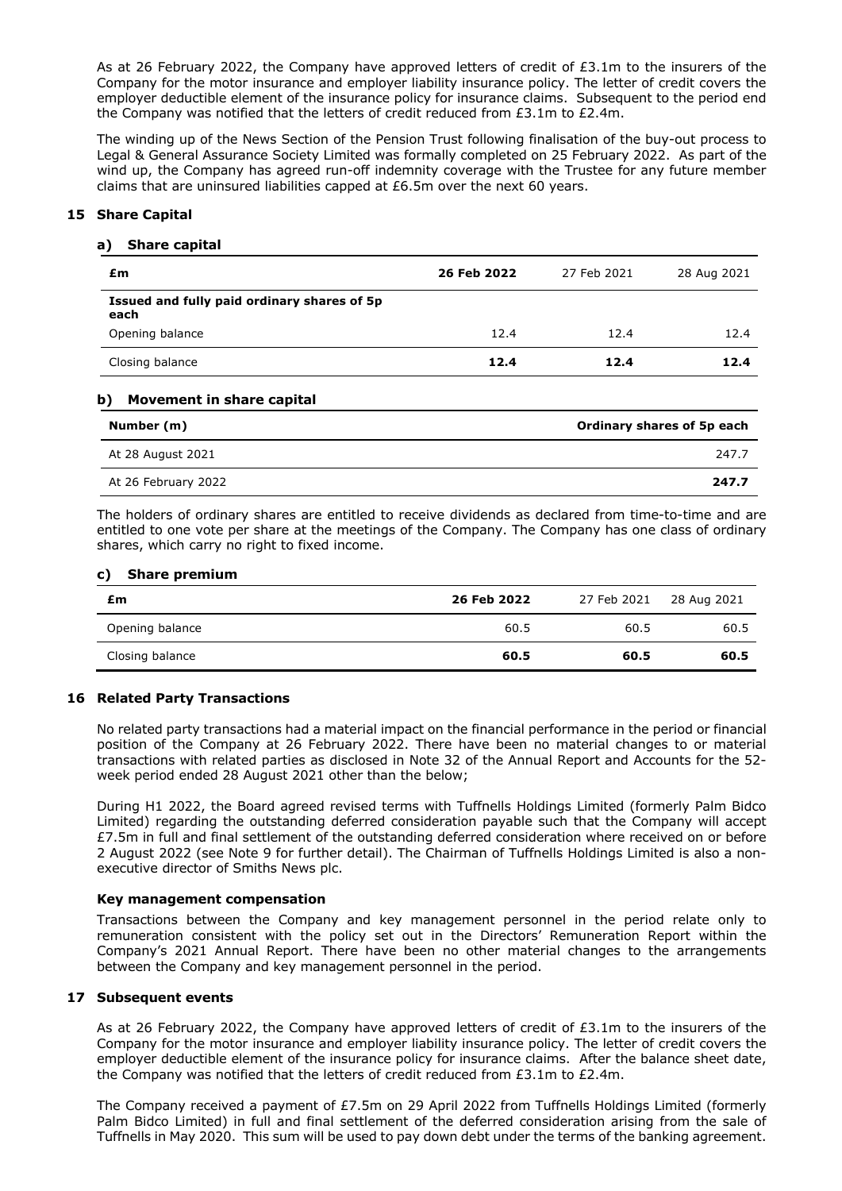As at 26 February 2022, the Company have approved letters of credit of £3.1m to the insurers of the Company for the motor insurance and employer liability insurance policy. The letter of credit covers the employer deductible element of the insurance policy for insurance claims. Subsequent to the period end the Company was notified that the letters of credit reduced from £3.1m to £2.4m.

The winding up of the News Section of the Pension Trust following finalisation of the buy-out process to Legal & General Assurance Society Limited was formally completed on 25 February 2022. As part of the wind up, the Company has agreed run-off indemnity coverage with the Trustee for any future member claims that are uninsured liabilities capped at £6.5m over the next 60 years.

## 15 Share Capital

### a) Share capital

| £m | 26 Feb 2022 | 27 Feb 2021 | 28 Aug 2021 |
|---|---|---|---|
| **Issued and fully paid ordinary shares of 5p each** | | | |
| Opening balance | 12.4 | 12.4 | 12.4 |
| Closing balance | **12.4** | **12.4** | **12.4** |

### b) Movement in share capital

| Number (m) | Ordinary shares of 5p each |
|---|---|
| At 28 August 2021 | 247.7 |
| At 26 February 2022 | **247.7** |

The holders of ordinary shares are entitled to receive dividends as declared from time-to-time and are entitled to one vote per share at the meetings of the Company. The Company has one class of ordinary shares, which carry no right to fixed income.

### c) Share premium

| £m | 26 Feb 2022 | 27 Feb 2021 | 28 Aug 2021 |
|---|---|---|---|
| Opening balance | 60.5 | 60.5 | 60.5 |
| Closing balance | **60.5** | **60.5** | **60.5** |

## 16 Related Party Transactions

No related party transactions had a material impact on the financial performance in the period or financial position of the Company at 26 February 2022. There have been no material changes to or material transactions with related parties as disclosed in Note 32 of the Annual Report and Accounts for the 52-week period ended 28 August 2021 other than the below;

During H1 2022, the Board agreed revised terms with Tuffnells Holdings Limited (formerly Palm Bidco Limited) regarding the outstanding deferred consideration payable such that the Company will accept £7.5m in full and final settlement of the outstanding deferred consideration where received on or before 2 August 2022 (see Note 9 for further detail). The Chairman of Tuffnells Holdings Limited is also a non-executive director of Smiths News plc.

### Key management compensation

Transactions between the Company and key management personnel in the period relate only to remuneration consistent with the policy set out in the Directors' Remuneration Report within the Company's 2021 Annual Report. There have been no other material changes to the arrangements between the Company and key management personnel in the period.

## 17 Subsequent events

As at 26 February 2022, the Company have approved letters of credit of £3.1m to the insurers of the Company for the motor insurance and employer liability insurance policy. The letter of credit covers the employer deductible element of the insurance policy for insurance claims. After the balance sheet date, the Company was notified that the letters of credit reduced from £3.1m to £2.4m.

The Company received a payment of £7.5m on 29 April 2022 from Tuffnells Holdings Limited (formerly Palm Bidco Limited) in full and final settlement of the deferred consideration arising from the sale of Tuffnells in May 2020. This sum will be used to pay down debt under the terms of the banking agreement.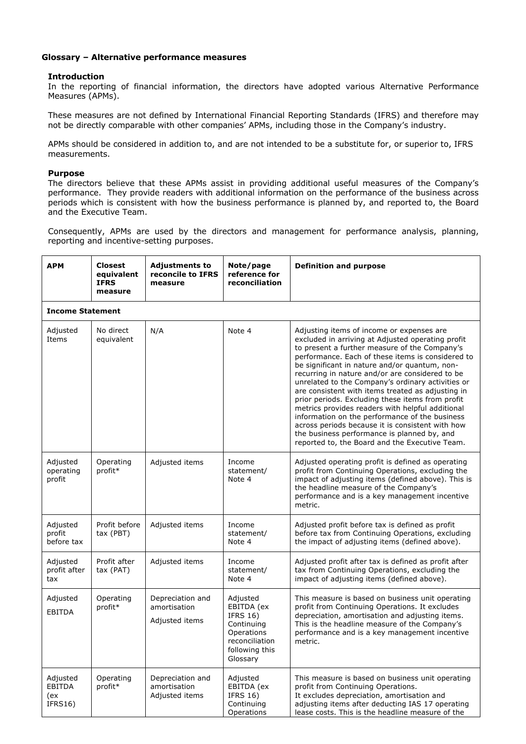## Glossary – Alternative performance measures

### Introduction

In the reporting of financial information, the directors have adopted various Alternative Performance Measures (APMs).

These measures are not defined by International Financial Reporting Standards (IFRS) and therefore may not be directly comparable with other companies' APMs, including those in the Company's industry.

APMs should be considered in addition to, and are not intended to be a substitute for, or superior to, IFRS measurements.

### Purpose

The directors believe that these APMs assist in providing additional useful measures of the Company's performance. They provide readers with additional information on the performance of the business across periods which is consistent with how the business performance is planned by, and reported to, the Board and the Executive Team.

Consequently, APMs are used by the directors and management for performance analysis, planning, reporting and incentive-setting purposes.

| APM | Closest equivalent IFRS measure | Adjustments to reconcile to IFRS measure | Note/page reference for reconciliation | Definition and purpose |
|---|---|---|---|---|
| **Income Statement** | | | | |
| Adjusted Items | No direct equivalent | N/A | Note 4 | Adjusting items of income or expenses are excluded in arriving at Adjusted operating profit to present a further measure of the Company's performance. Each of these items is considered to be significant in nature and/or quantum, non-recurring in nature and/or are considered to be unrelated to the Company's ordinary activities or are consistent with items treated as adjusting in prior periods. Excluding these items from profit metrics provides readers with helpful additional information on the performance of the business across periods because it is consistent with how the business performance is planned by, and reported to, the Board and the Executive Team. |
| Adjusted operating profit | Operating profit* | Adjusted items | Income statement/ Note 4 | Adjusted operating profit is defined as operating profit from Continuing Operations, excluding the impact of adjusting items (defined above). This is the headline measure of the Company's performance and is a key management incentive metric. |
| Adjusted profit before tax | Profit before tax (PBT) | Adjusted items | Income statement/ Note 4 | Adjusted profit before tax is defined as profit before tax from Continuing Operations, excluding the impact of adjusting items (defined above). |
| Adjusted profit after tax | Profit after tax (PAT) | Adjusted items | Income statement/ Note 4 | Adjusted profit after tax is defined as profit after tax from Continuing Operations, excluding the impact of adjusting items (defined above). |
| Adjusted EBITDA | Operating profit* | Depreciation and amortisation<br>Adjusted items | Adjusted EBITDA (ex IFRS 16) Continuing Operations reconciliation following this Glossary | This measure is based on business unit operating profit from Continuing Operations. It excludes depreciation, amortisation and adjusting items. This is the headline measure of the Company's performance and is a key management incentive metric. |
| Adjusted EBITDA (ex IFRS16) | Operating profit* | Depreciation and amortisation<br>Adjusted items | Adjusted EBITDA (ex IFRS 16) Continuing Operations | This measure is based on business unit operating profit from Continuing Operations.<br>It excludes depreciation, amortisation and adjusting items after deducting IAS 17 operating lease costs. This is the headline measure of the |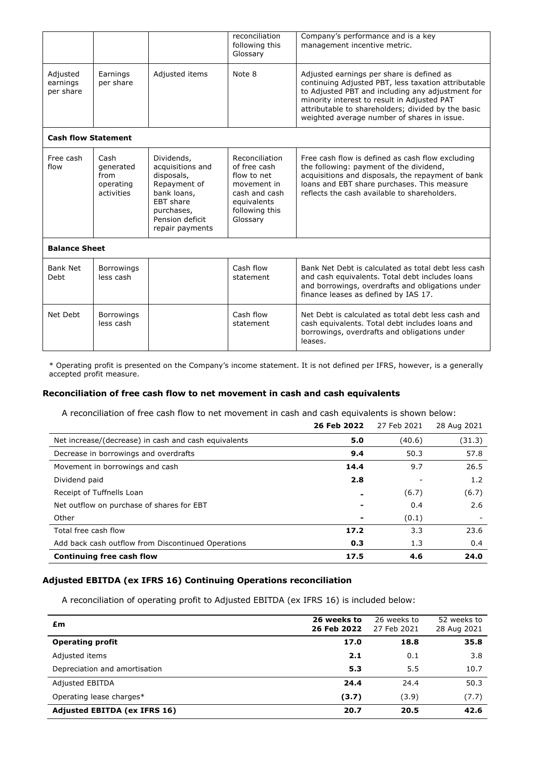| | | | | |
|---|---|---|---|---|
| | | | reconciliation following this Glossary | Company's performance and is a key management incentive metric. |
| Adjusted earnings per share | Earnings per share | Adjusted items | Note 8 | Adjusted earnings per share is defined as continuing Adjusted PBT, less taxation attributable to Adjusted PBT and including any adjustment for minority interest to result in Adjusted PAT attributable to shareholders; divided by the basic weighted average number of shares in issue. |
| **Cash flow Statement** | | | | |
| Free cash flow | Cash generated from operating activities | Dividends, acquisitions and disposals, Repayment of bank loans, EBT share purchases, Pension deficit repair payments | Reconciliation of free cash flow to net movement in cash and cash equivalents following this Glossary | Free cash flow is defined as cash flow excluding the following: payment of the dividend, acquisitions and disposals, the repayment of bank loans and EBT share purchases. This measure reflects the cash available to shareholders. |
| **Balance Sheet** | | | | |
| Bank Net Debt | Borrowings less cash | | Cash flow statement | Bank Net Debt is calculated as total debt less cash and cash equivalents. Total debt includes loans and borrowings, overdrafts and obligations under finance leases as defined by IAS 17. |
| Net Debt | Borrowings less cash | | Cash flow statement | Net Debt is calculated as total debt less cash and cash equivalents. Total debt includes loans and borrowings, overdrafts and obligations under leases. |

* Operating profit is presented on the Company's income statement. It is not defined per IFRS, however, is a generally accepted profit measure.

### Reconciliation of free cash flow to net movement in cash and cash equivalents

A reconciliation of free cash flow to net movement in cash and cash equivalents is shown below:

| | **26 Feb 2022** | 27 Feb 2021 | 28 Aug 2021 |
|---|---|---|---|
| Net increase/(decrease) in cash and cash equivalents | **5.0** | (40.6) | (31.3) |
| Decrease in borrowings and overdrafts | **9.4** | 50.3 | 57.8 |
| Movement in borrowings and cash | **14.4** | 9.7 | 26.5 |
| Dividend paid | **2.8** | - | 1.2 |
| Receipt of Tuffnells Loan | **-** | (6.7) | (6.7) |
| Net outflow on purchase of shares for EBT | **-** | 0.4 | 2.6 |
| Other | **-** | (0.1) | - |
| Total free cash flow | **17.2** | 3.3 | 23.6 |
| Add back cash outflow from Discontinued Operations | **0.3** | 1.3 | 0.4 |
| **Continuing free cash flow** | **17.5** | **4.6** | **24.0** |

### Adjusted EBITDA (ex IFRS 16) Continuing Operations reconciliation

A reconciliation of operating profit to Adjusted EBITDA (ex IFRS 16) is included below:

| £m | **26 weeks to 26 Feb 2022** | 26 weeks to 27 Feb 2021 | 52 weeks to 28 Aug 2021 |
|---|---|---|---|
| **Operating profit** | **17.0** | **18.8** | **35.8** |
| Adjusted items | **2.1** | 0.1 | 3.8 |
| Depreciation and amortisation | **5.3** | 5.5 | 10.7 |
| Adjusted EBITDA | **24.4** | 24.4 | 50.3 |
| Operating lease charges* | **(3.7)** | (3.9) | (7.7) |
| **Adjusted EBITDA (ex IFRS 16)** | **20.7** | **20.5** | **42.6** |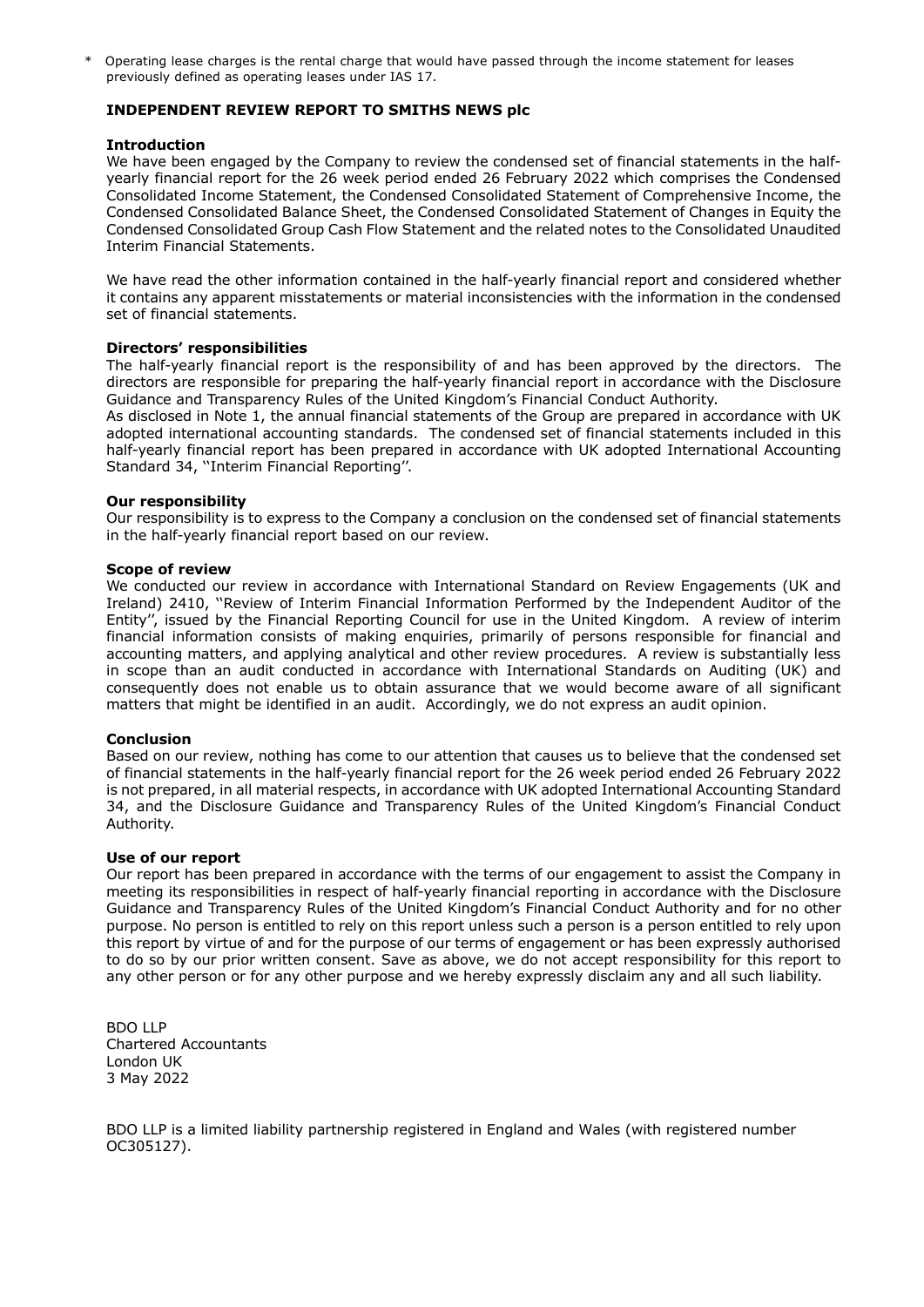\* Operating lease charges is the rental charge that would have passed through the income statement for leases previously defined as operating leases under IAS 17.

## INDEPENDENT REVIEW REPORT TO SMITHS NEWS plc

### Introduction

We have been engaged by the Company to review the condensed set of financial statements in the half-yearly financial report for the 26 week period ended 26 February 2022 which comprises the Condensed Consolidated Income Statement, the Condensed Consolidated Statement of Comprehensive Income, the Condensed Consolidated Balance Sheet, the Condensed Consolidated Statement of Changes in Equity the Condensed Consolidated Group Cash Flow Statement and the related notes to the Consolidated Unaudited Interim Financial Statements.

We have read the other information contained in the half-yearly financial report and considered whether it contains any apparent misstatements or material inconsistencies with the information in the condensed set of financial statements.

### Directors' responsibilities

The half-yearly financial report is the responsibility of and has been approved by the directors. The directors are responsible for preparing the half-yearly financial report in accordance with the Disclosure Guidance and Transparency Rules of the United Kingdom's Financial Conduct Authority.

As disclosed in Note 1, the annual financial statements of the Group are prepared in accordance with UK adopted international accounting standards. The condensed set of financial statements included in this half-yearly financial report has been prepared in accordance with UK adopted International Accounting Standard 34, ''Interim Financial Reporting''.

### Our responsibility

Our responsibility is to express to the Company a conclusion on the condensed set of financial statements in the half-yearly financial report based on our review.

### Scope of review

We conducted our review in accordance with International Standard on Review Engagements (UK and Ireland) 2410, ''Review of Interim Financial Information Performed by the Independent Auditor of the Entity'', issued by the Financial Reporting Council for use in the United Kingdom. A review of interim financial information consists of making enquiries, primarily of persons responsible for financial and accounting matters, and applying analytical and other review procedures. A review is substantially less in scope than an audit conducted in accordance with International Standards on Auditing (UK) and consequently does not enable us to obtain assurance that we would become aware of all significant matters that might be identified in an audit. Accordingly, we do not express an audit opinion.

### Conclusion

Based on our review, nothing has come to our attention that causes us to believe that the condensed set of financial statements in the half-yearly financial report for the 26 week period ended 26 February 2022 is not prepared, in all material respects, in accordance with UK adopted International Accounting Standard 34, and the Disclosure Guidance and Transparency Rules of the United Kingdom's Financial Conduct Authority.

### Use of our report

Our report has been prepared in accordance with the terms of our engagement to assist the Company in meeting its responsibilities in respect of half-yearly financial reporting in accordance with the Disclosure Guidance and Transparency Rules of the United Kingdom's Financial Conduct Authority and for no other purpose. No person is entitled to rely on this report unless such a person is a person entitled to rely upon this report by virtue of and for the purpose of our terms of engagement or has been expressly authorised to do so by our prior written consent. Save as above, we do not accept responsibility for this report to any other person or for any other purpose and we hereby expressly disclaim any and all such liability.

BDO LLP
Chartered Accountants
London UK
3 May 2022

BDO LLP is a limited liability partnership registered in England and Wales (with registered number OC305127).